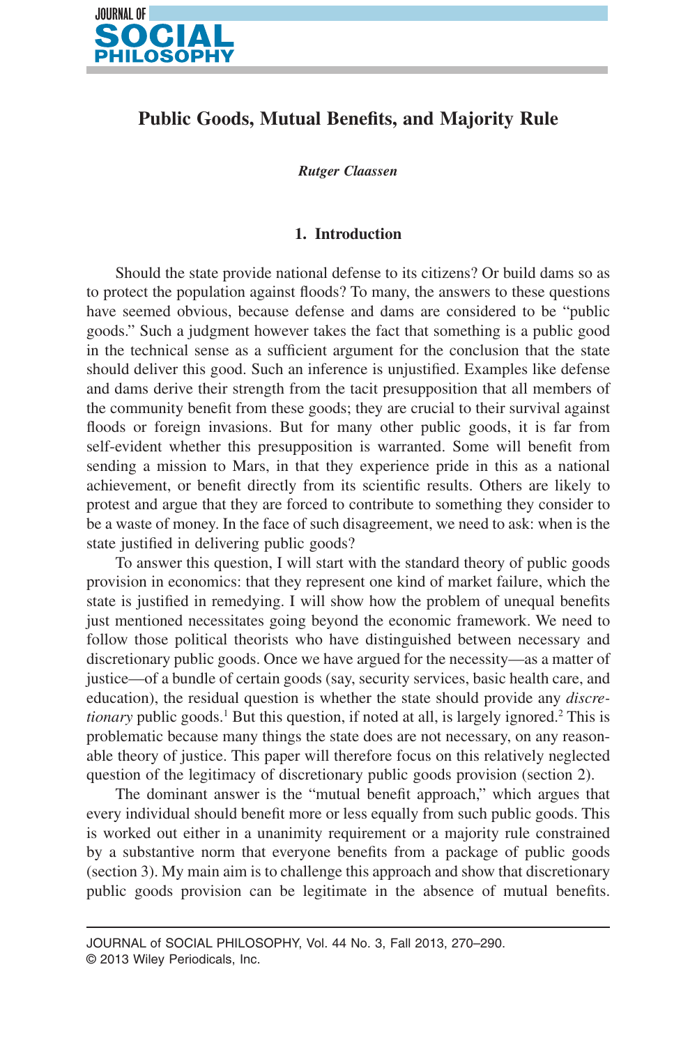# Public Goods, Mutual Benefits, and Majority Rule

*Rutger Claassen*

## 1. Introduction

Should the state provide national defense to its citizens? Or build dams so as to protect the population against floods? To many, the answers to these questions have seemed obvious, because defense and dams are considered to be "public goods." Such a judgment however takes the fact that something is a public good in the technical sense as a sufficient argument for the conclusion that the state should deliver this good. Such an inference is unjustified. Examples like defense and dams derive their strength from the tacit presupposition that all members of the community benefit from these goods; they are crucial to their survival against floods or foreign invasions. But for many other public goods, it is far from self-evident whether this presupposition is warranted. Some will benefit from sending a mission to Mars, in that they experience pride in this as a national achievement, or benefit directly from its scientific results. Others are likely to protest and argue that they are forced to contribute to something they consider to be a waste of money. In the face of such disagreement, we need to ask: when is the state justified in delivering public goods?

To answer this question, I will start with the standard theory of public goods provision in economics: that they represent one kind of market failure, which the state is justified in remedying. I will show how the problem of unequal benefits just mentioned necessitates going beyond the economic framework. We need to follow those political theorists who have distinguished between necessary and discretionary public goods. Once we have argued for the necessity—as a matter of justice—of a bundle of certain goods (say, security services, basic health care, and education), the residual question is whether the state should provide any *discretionary* public goods.[1] But this question, if noted at all, is largely ignored.[2] This is problematic because many things the state does are not necessary, on any reasonable theory of justice. This paper will therefore focus on this relatively neglected question of the legitimacy of discretionary public goods provision (section 2).

The dominant answer is the "mutual benefit approach," which argues that every individual should benefit more or less equally from such public goods. This is worked out either in a unanimity requirement or a majority rule constrained by a substantive norm that everyone benefits from a package of public goods (section 3). My main aim is to challenge this approach and show that discretionary public goods provision can be legitimate in the absence of mutual benefits.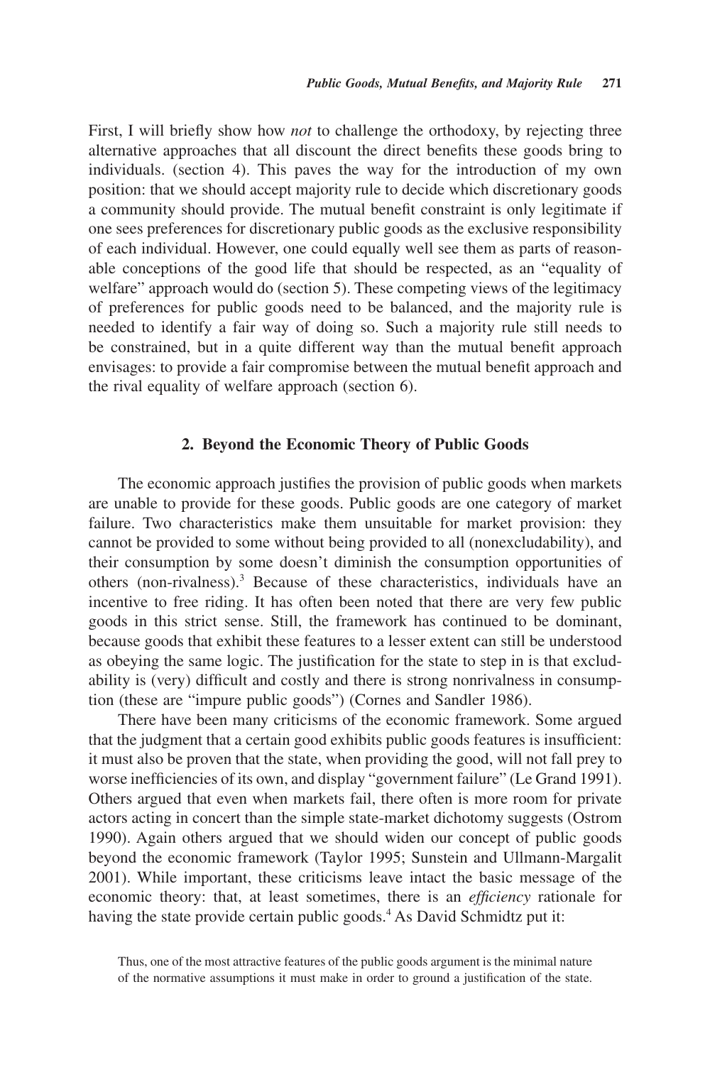First, I will briefly show how *not* to challenge the orthodoxy, by rejecting three alternative approaches that all discount the direct benefits these goods bring to individuals. (section 4). This paves the way for the introduction of my own position: that we should accept majority rule to decide which discretionary goods a community should provide. The mutual benefit constraint is only legitimate if one sees preferences for discretionary public goods as the exclusive responsibility of each individual. However, one could equally well see them as parts of reasonable conceptions of the good life that should be respected, as an "equality of welfare" approach would do (section 5). These competing views of the legitimacy of preferences for public goods need to be balanced, and the majority rule is needed to identify a fair way of doing so. Such a majority rule still needs to be constrained, but in a quite different way than the mutual benefit approach envisages: to provide a fair compromise between the mutual benefit approach and the rival equality of welfare approach (section 6).

## 2. Beyond the Economic Theory of Public Goods

The economic approach justifies the provision of public goods when markets are unable to provide for these goods. Public goods are one category of market failure. Two characteristics make them unsuitable for market provision: they cannot be provided to some without being provided to all (nonexcludability), and their consumption by some doesn't diminish the consumption opportunities of others (non-rivalness).[3] Because of these characteristics, individuals have an incentive to free riding. It has often been noted that there are very few public goods in this strict sense. Still, the framework has continued to be dominant, because goods that exhibit these features to a lesser extent can still be understood as obeying the same logic. The justification for the state to step in is that excludability is (very) difficult and costly and there is strong nonrivalness in consumption (these are "impure public goods") (Cornes and Sandler 1986).

There have been many criticisms of the economic framework. Some argued that the judgment that a certain good exhibits public goods features is insufficient: it must also be proven that the state, when providing the good, will not fall prey to worse inefficiencies of its own, and display "government failure" (Le Grand 1991). Others argued that even when markets fail, there often is more room for private actors acting in concert than the simple state-market dichotomy suggests (Ostrom 1990). Again others argued that we should widen our concept of public goods beyond the economic framework (Taylor 1995; Sunstein and Ullmann-Margalit 2001). While important, these criticisms leave intact the basic message of the economic theory: that, at least sometimes, there is an *efficiency* rationale for having the state provide certain public goods.[4] As David Schmidtz put it:

> Thus, one of the most attractive features of the public goods argument is the minimal nature of the normative assumptions it must make in order to ground a justification of the state.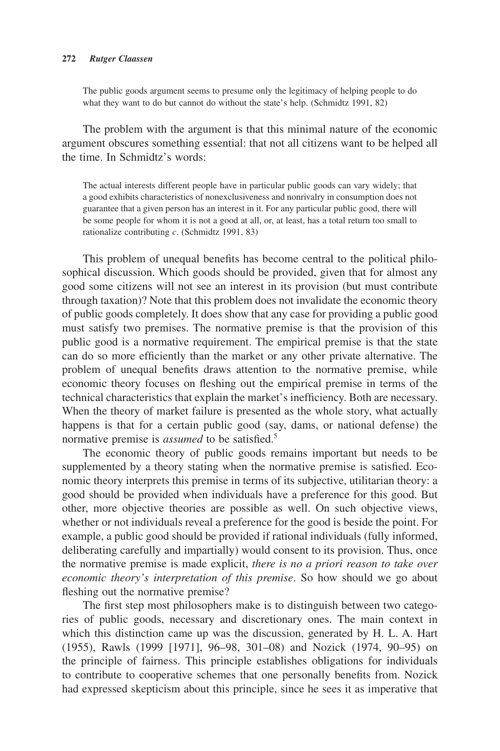> The public goods argument seems to presume only the legitimacy of helping people to do what they want to do but cannot do without the state's help. (Schmidtz 1991, 82)

The problem with the argument is that this minimal nature of the economic argument obscures something essential: that not all citizens want to be helped all the time. In Schmidtz's words:

> The actual interests different people have in particular public goods can vary widely; that a good exhibits characteristics of nonexclusiveness and nonrivalry in consumption does not guarantee that a given person has an interest in it. For any particular public good, there will be some people for whom it is not a good at all, or, at least, has a total return too small to rationalize contributing *c*. (Schmidtz 1991, 83)

This problem of unequal benefits has become central to the political philosophical discussion. Which goods should be provided, given that for almost any good some citizens will not see an interest in its provision (but must contribute through taxation)? Note that this problem does not invalidate the economic theory of public goods completely. It does show that any case for providing a public good must satisfy two premises. The normative premise is that the provision of this public good is a normative requirement. The empirical premise is that the state can do so more efficiently than the market or any other private alternative. The problem of unequal benefits draws attention to the normative premise, while economic theory focuses on fleshing out the empirical premise in terms of the technical characteristics that explain the market's inefficiency. Both are necessary. When the theory of market failure is presented as the whole story, what actually happens is that for a certain public good (say, dams, or national defense) the normative premise is *assumed* to be satisfied.[5]

The economic theory of public goods remains important but needs to be supplemented by a theory stating when the normative premise is satisfied. Economic theory interprets this premise in terms of its subjective, utilitarian theory: a good should be provided when individuals have a preference for this good. But other, more objective theories are possible as well. On such objective views, whether or not individuals reveal a preference for the good is beside the point. For example, a public good should be provided if rational individuals (fully informed, deliberating carefully and impartially) would consent to its provision. Thus, once the normative premise is made explicit, *there is no a priori reason to take over economic theory's interpretation of this premise*. So how should we go about fleshing out the normative premise?

The first step most philosophers make is to distinguish between two categories of public goods, necessary and discretionary ones. The main context in which this distinction came up was the discussion, generated by H. L. A. Hart (1955), Rawls (1999 [1971], 96–98, 301–08) and Nozick (1974, 90–95) on the principle of fairness. This principle establishes obligations for individuals to contribute to cooperative schemes that one personally benefits from. Nozick had expressed skepticism about this principle, since he sees it as imperative that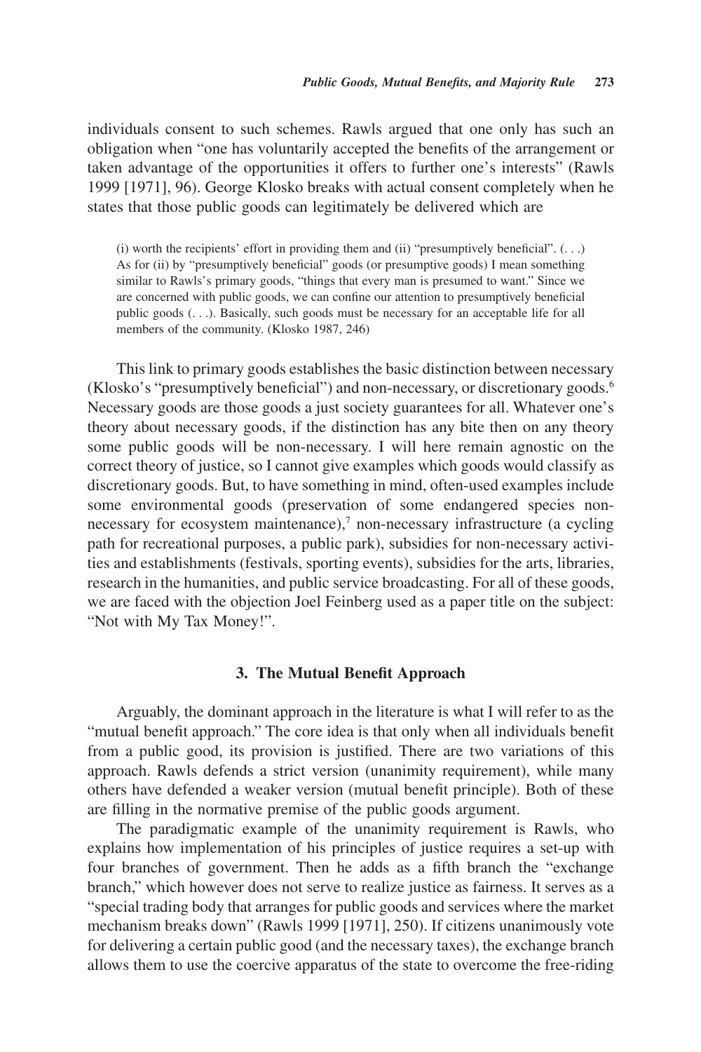individuals consent to such schemes. Rawls argued that one only has such an obligation when "one has voluntarily accepted the benefits of the arrangement or taken advantage of the opportunities it offers to further one's interests" (Rawls 1999 [1971], 96). George Klosko breaks with actual consent completely when he states that those public goods can legitimately be delivered which are

> (i) worth the recipients' effort in providing them and (ii) "presumptively beneficial". (. . .) As for (ii) by "presumptively beneficial" goods (or presumptive goods) I mean something similar to Rawls's primary goods, "things that every man is presumed to want." Since we are concerned with public goods, we can confine our attention to presumptively beneficial public goods (. . .). Basically, such goods must be necessary for an acceptable life for all members of the community. (Klosko 1987, 246)

This link to primary goods establishes the basic distinction between necessary (Klosko's "presumptively beneficial") and non-necessary, or discretionary goods.[6] Necessary goods are those goods a just society guarantees for all. Whatever one's theory about necessary goods, if the distinction has any bite then on any theory some public goods will be non-necessary. I will here remain agnostic on the correct theory of justice, so I cannot give examples which goods would classify as discretionary goods. But, to have something in mind, often-used examples include some environmental goods (preservation of some endangered species non-necessary for ecosystem maintenance),[7] non-necessary infrastructure (a cycling path for recreational purposes, a public park), subsidies for non-necessary activities and establishments (festivals, sporting events), subsidies for the arts, libraries, research in the humanities, and public service broadcasting. For all of these goods, we are faced with the objection Joel Feinberg used as a paper title on the subject: "Not with My Tax Money!".

## 3. The Mutual Benefit Approach

Arguably, the dominant approach in the literature is what I will refer to as the "mutual benefit approach." The core idea is that only when all individuals benefit from a public good, its provision is justified. There are two variations of this approach. Rawls defends a strict version (unanimity requirement), while many others have defended a weaker version (mutual benefit principle). Both of these are filling in the normative premise of the public goods argument.

The paradigmatic example of the unanimity requirement is Rawls, who explains how implementation of his principles of justice requires a set-up with four branches of government. Then he adds as a fifth branch the "exchange branch," which however does not serve to realize justice as fairness. It serves as a "special trading body that arranges for public goods and services where the market mechanism breaks down" (Rawls 1999 [1971], 250). If citizens unanimously vote for delivering a certain public good (and the necessary taxes), the exchange branch allows them to use the coercive apparatus of the state to overcome the free-riding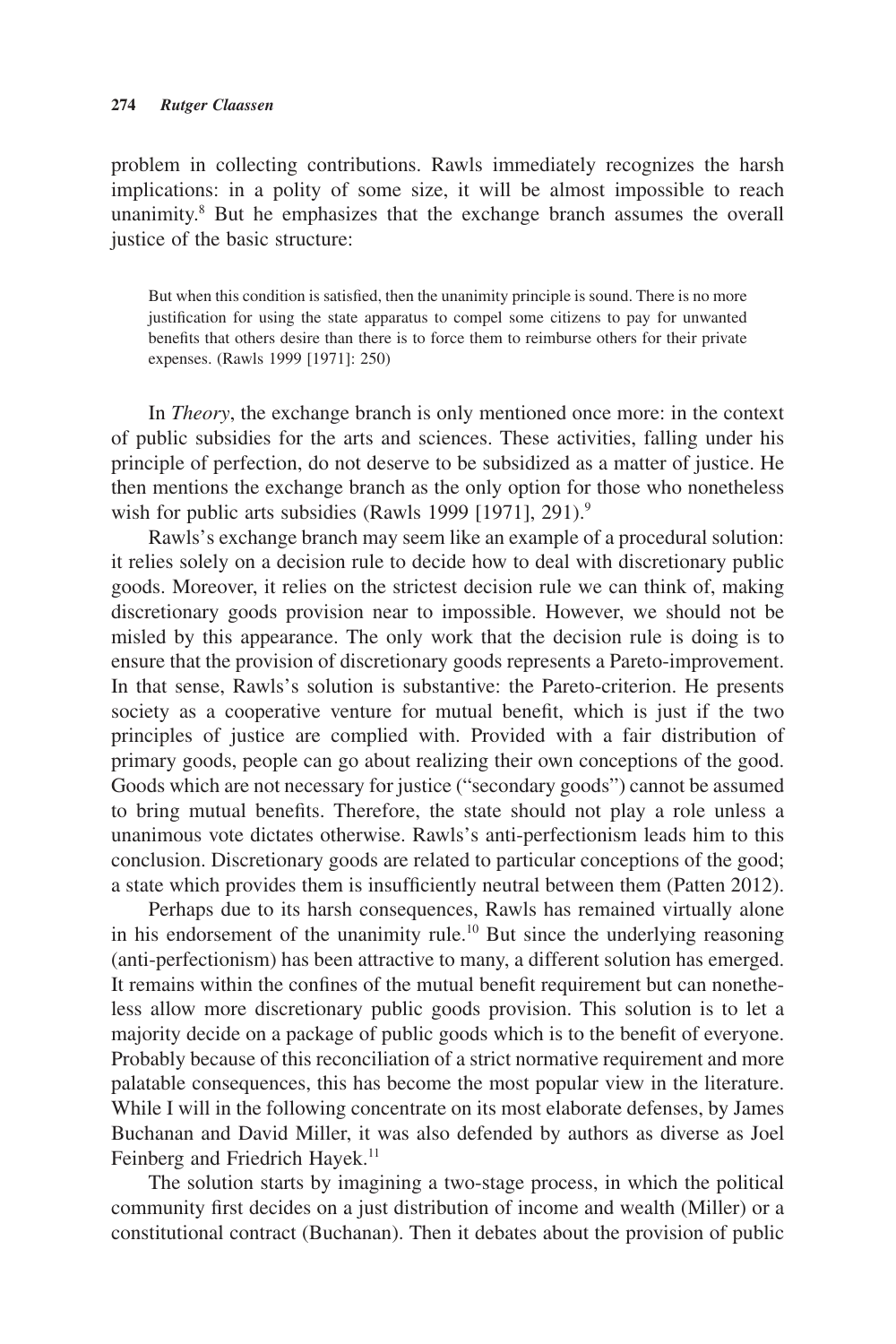problem in collecting contributions. Rawls immediately recognizes the harsh implications: in a polity of some size, it will be almost impossible to reach unanimity.[8] But he emphasizes that the exchange branch assumes the overall justice of the basic structure:

> But when this condition is satisfied, then the unanimity principle is sound. There is no more justification for using the state apparatus to compel some citizens to pay for unwanted benefits that others desire than there is to force them to reimburse others for their private expenses. (Rawls 1999 [1971]: 250)

In *Theory*, the exchange branch is only mentioned once more: in the context of public subsidies for the arts and sciences. These activities, falling under his principle of perfection, do not deserve to be subsidized as a matter of justice. He then mentions the exchange branch as the only option for those who nonetheless wish for public arts subsidies (Rawls 1999 [1971], 291).[9]

Rawls's exchange branch may seem like an example of a procedural solution: it relies solely on a decision rule to decide how to deal with discretionary public goods. Moreover, it relies on the strictest decision rule we can think of, making discretionary goods provision near to impossible. However, we should not be misled by this appearance. The only work that the decision rule is doing is to ensure that the provision of discretionary goods represents a Pareto-improvement. In that sense, Rawls's solution is substantive: the Pareto-criterion. He presents society as a cooperative venture for mutual benefit, which is just if the two principles of justice are complied with. Provided with a fair distribution of primary goods, people can go about realizing their own conceptions of the good. Goods which are not necessary for justice ("secondary goods") cannot be assumed to bring mutual benefits. Therefore, the state should not play a role unless a unanimous vote dictates otherwise. Rawls's anti-perfectionism leads him to this conclusion. Discretionary goods are related to particular conceptions of the good; a state which provides them is insufficiently neutral between them (Patten 2012).

Perhaps due to its harsh consequences, Rawls has remained virtually alone in his endorsement of the unanimity rule.[10] But since the underlying reasoning (anti-perfectionism) has been attractive to many, a different solution has emerged. It remains within the confines of the mutual benefit requirement but can nonetheless allow more discretionary public goods provision. This solution is to let a majority decide on a package of public goods which is to the benefit of everyone. Probably because of this reconciliation of a strict normative requirement and more palatable consequences, this has become the most popular view in the literature. While I will in the following concentrate on its most elaborate defenses, by James Buchanan and David Miller, it was also defended by authors as diverse as Joel Feinberg and Friedrich Hayek.[11]

The solution starts by imagining a two-stage process, in which the political community first decides on a just distribution of income and wealth (Miller) or a constitutional contract (Buchanan). Then it debates about the provision of public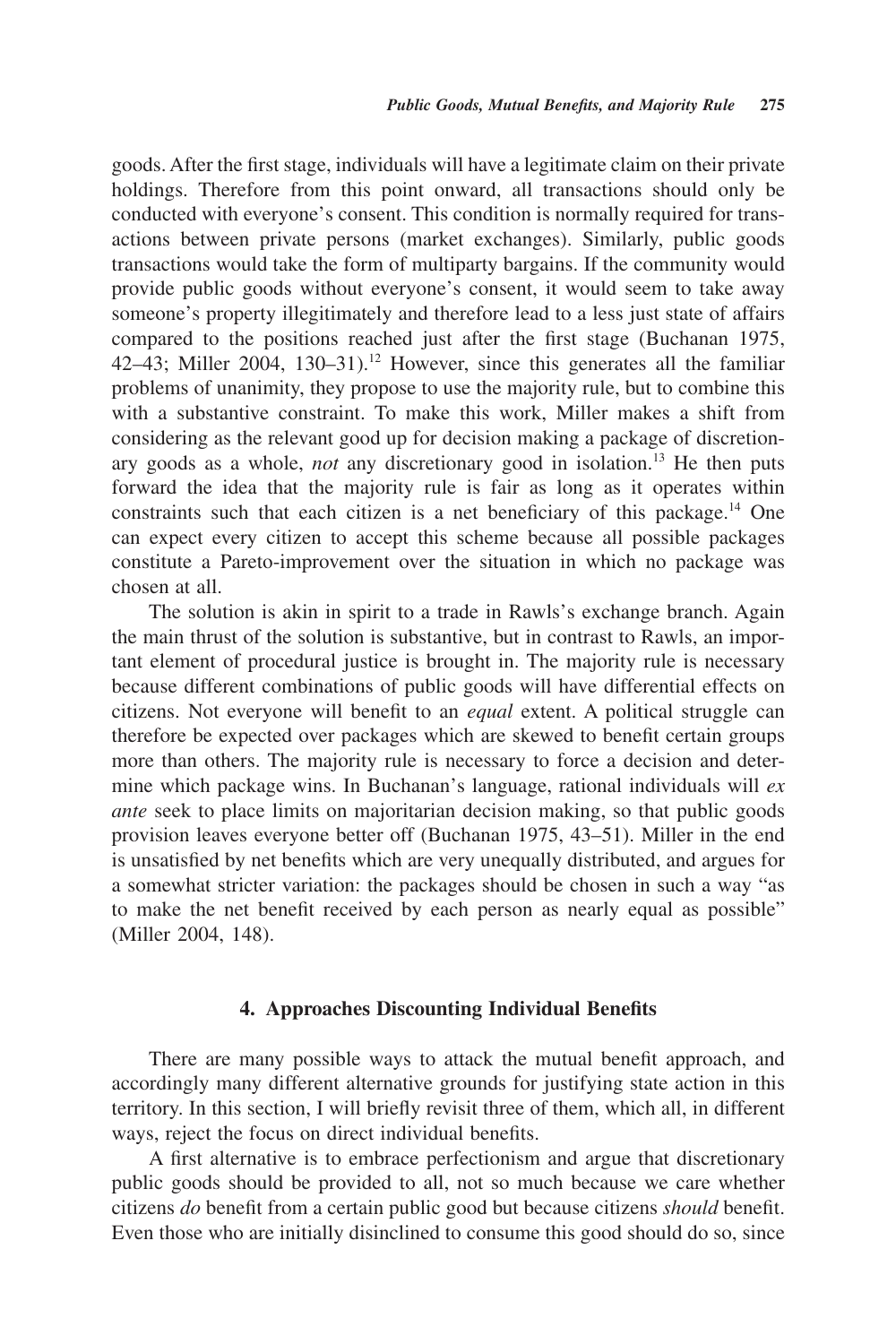goods. After the first stage, individuals will have a legitimate claim on their private holdings. Therefore from this point onward, all transactions should only be conducted with everyone's consent. This condition is normally required for transactions between private persons (market exchanges). Similarly, public goods transactions would take the form of multiparty bargains. If the community would provide public goods without everyone's consent, it would seem to take away someone's property illegitimately and therefore lead to a less just state of affairs compared to the positions reached just after the first stage (Buchanan 1975, 42–43; Miller 2004, 130–31).[12] However, since this generates all the familiar problems of unanimity, they propose to use the majority rule, but to combine this with a substantive constraint. To make this work, Miller makes a shift from considering as the relevant good up for decision making a package of discretionary goods as a whole, *not* any discretionary good in isolation.[13] He then puts forward the idea that the majority rule is fair as long as it operates within constraints such that each citizen is a net beneficiary of this package.[14] One can expect every citizen to accept this scheme because all possible packages constitute a Pareto-improvement over the situation in which no package was chosen at all.

The solution is akin in spirit to a trade in Rawls's exchange branch. Again the main thrust of the solution is substantive, but in contrast to Rawls, an important element of procedural justice is brought in. The majority rule is necessary because different combinations of public goods will have differential effects on citizens. Not everyone will benefit to an *equal* extent. A political struggle can therefore be expected over packages which are skewed to benefit certain groups more than others. The majority rule is necessary to force a decision and determine which package wins. In Buchanan's language, rational individuals will *ex ante* seek to place limits on majoritarian decision making, so that public goods provision leaves everyone better off (Buchanan 1975, 43–51). Miller in the end is unsatisfied by net benefits which are very unequally distributed, and argues for a somewhat stricter variation: the packages should be chosen in such a way "as to make the net benefit received by each person as nearly equal as possible" (Miller 2004, 148).

## 4. Approaches Discounting Individual Benefits

There are many possible ways to attack the mutual benefit approach, and accordingly many different alternative grounds for justifying state action in this territory. In this section, I will briefly revisit three of them, which all, in different ways, reject the focus on direct individual benefits.

A first alternative is to embrace perfectionism and argue that discretionary public goods should be provided to all, not so much because we care whether citizens *do* benefit from a certain public good but because citizens *should* benefit. Even those who are initially disinclined to consume this good should do so, since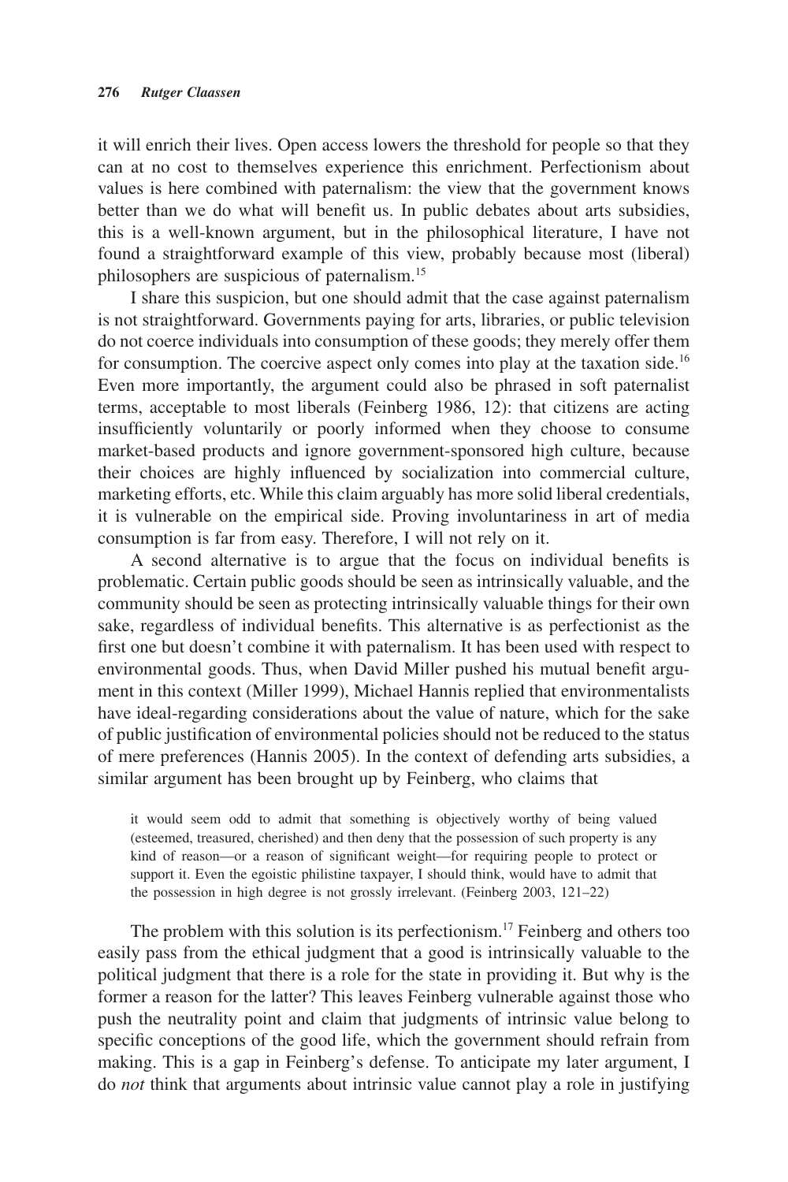it will enrich their lives. Open access lowers the threshold for people so that they can at no cost to themselves experience this enrichment. Perfectionism about values is here combined with paternalism: the view that the government knows better than we do what will benefit us. In public debates about arts subsidies, this is a well-known argument, but in the philosophical literature, I have not found a straightforward example of this view, probably because most (liberal) philosophers are suspicious of paternalism.[15]

I share this suspicion, but one should admit that the case against paternalism is not straightforward. Governments paying for arts, libraries, or public television do not coerce individuals into consumption of these goods; they merely offer them for consumption. The coercive aspect only comes into play at the taxation side.[16] Even more importantly, the argument could also be phrased in soft paternalist terms, acceptable to most liberals (Feinberg 1986, 12): that citizens are acting insufficiently voluntarily or poorly informed when they choose to consume market-based products and ignore government-sponsored high culture, because their choices are highly influenced by socialization into commercial culture, marketing efforts, etc. While this claim arguably has more solid liberal credentials, it is vulnerable on the empirical side. Proving involuntariness in art of media consumption is far from easy. Therefore, I will not rely on it.

A second alternative is to argue that the focus on individual benefits is problematic. Certain public goods should be seen as intrinsically valuable, and the community should be seen as protecting intrinsically valuable things for their own sake, regardless of individual benefits. This alternative is as perfectionist as the first one but doesn't combine it with paternalism. It has been used with respect to environmental goods. Thus, when David Miller pushed his mutual benefit argument in this context (Miller 1999), Michael Hannis replied that environmentalists have ideal-regarding considerations about the value of nature, which for the sake of public justification of environmental policies should not be reduced to the status of mere preferences (Hannis 2005). In the context of defending arts subsidies, a similar argument has been brought up by Feinberg, who claims that

> it would seem odd to admit that something is objectively worthy of being valued (esteemed, treasured, cherished) and then deny that the possession of such property is any kind of reason—or a reason of significant weight—for requiring people to protect or support it. Even the egoistic philistine taxpayer, I should think, would have to admit that the possession in high degree is not grossly irrelevant. (Feinberg 2003, 121–22)

The problem with this solution is its perfectionism.[17] Feinberg and others too easily pass from the ethical judgment that a good is intrinsically valuable to the political judgment that there is a role for the state in providing it. But why is the former a reason for the latter? This leaves Feinberg vulnerable against those who push the neutrality point and claim that judgments of intrinsic value belong to specific conceptions of the good life, which the government should refrain from making. This is a gap in Feinberg's defense. To anticipate my later argument, I do *not* think that arguments about intrinsic value cannot play a role in justifying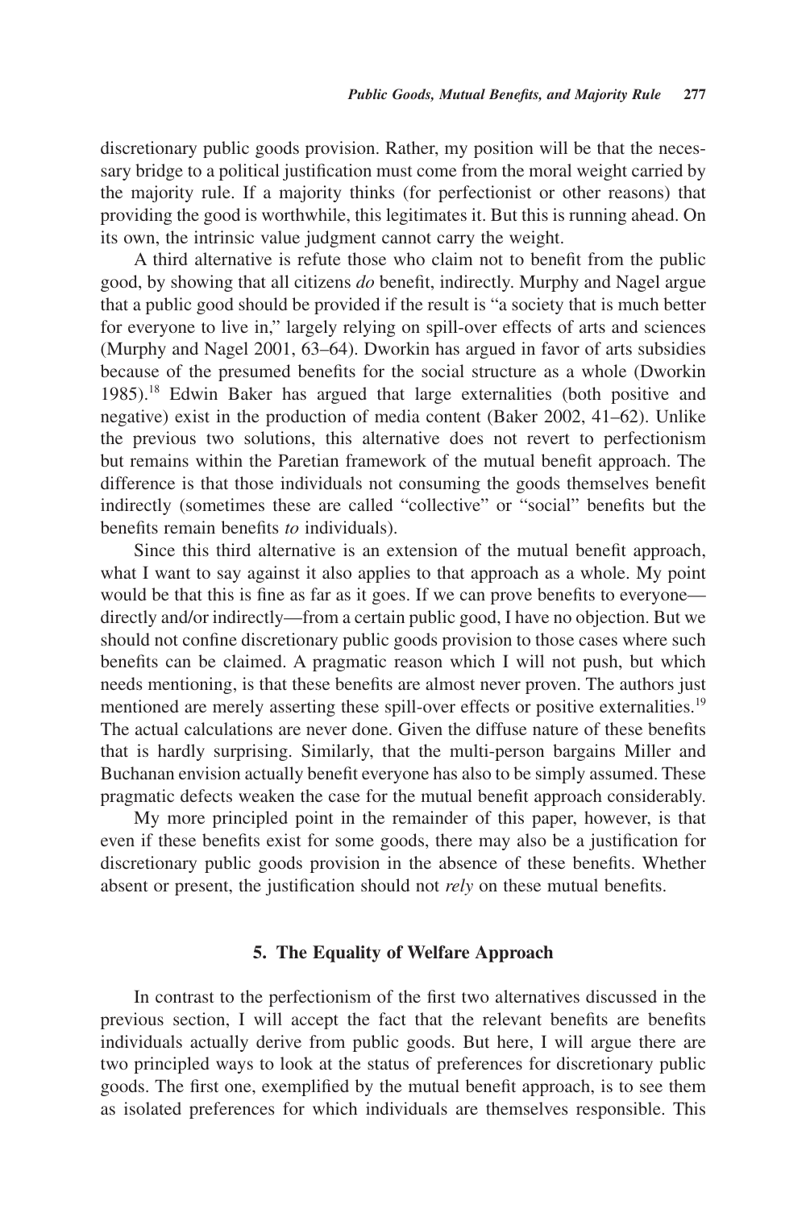discretionary public goods provision. Rather, my position will be that the necessary bridge to a political justification must come from the moral weight carried by the majority rule. If a majority thinks (for perfectionist or other reasons) that providing the good is worthwhile, this legitimates it. But this is running ahead. On its own, the intrinsic value judgment cannot carry the weight.

A third alternative is refute those who claim not to benefit from the public good, by showing that all citizens *do* benefit, indirectly. Murphy and Nagel argue that a public good should be provided if the result is "a society that is much better for everyone to live in," largely relying on spill-over effects of arts and sciences (Murphy and Nagel 2001, 63–64). Dworkin has argued in favor of arts subsidies because of the presumed benefits for the social structure as a whole (Dworkin 1985).[18] Edwin Baker has argued that large externalities (both positive and negative) exist in the production of media content (Baker 2002, 41–62). Unlike the previous two solutions, this alternative does not revert to perfectionism but remains within the Paretian framework of the mutual benefit approach. The difference is that those individuals not consuming the goods themselves benefit indirectly (sometimes these are called "collective" or "social" benefits but the benefits remain benefits *to* individuals).

Since this third alternative is an extension of the mutual benefit approach, what I want to say against it also applies to that approach as a whole. My point would be that this is fine as far as it goes. If we can prove benefits to everyone—directly and/or indirectly—from a certain public good, I have no objection. But we should not confine discretionary public goods provision to those cases where such benefits can be claimed. A pragmatic reason which I will not push, but which needs mentioning, is that these benefits are almost never proven. The authors just mentioned are merely asserting these spill-over effects or positive externalities.[19] The actual calculations are never done. Given the diffuse nature of these benefits that is hardly surprising. Similarly, that the multi-person bargains Miller and Buchanan envision actually benefit everyone has also to be simply assumed. These pragmatic defects weaken the case for the mutual benefit approach considerably.

My more principled point in the remainder of this paper, however, is that even if these benefits exist for some goods, there may also be a justification for discretionary public goods provision in the absence of these benefits. Whether absent or present, the justification should not *rely* on these mutual benefits.

## 5. The Equality of Welfare Approach

In contrast to the perfectionism of the first two alternatives discussed in the previous section, I will accept the fact that the relevant benefits are benefits individuals actually derive from public goods. But here, I will argue there are two principled ways to look at the status of preferences for discretionary public goods. The first one, exemplified by the mutual benefit approach, is to see them as isolated preferences for which individuals are themselves responsible. This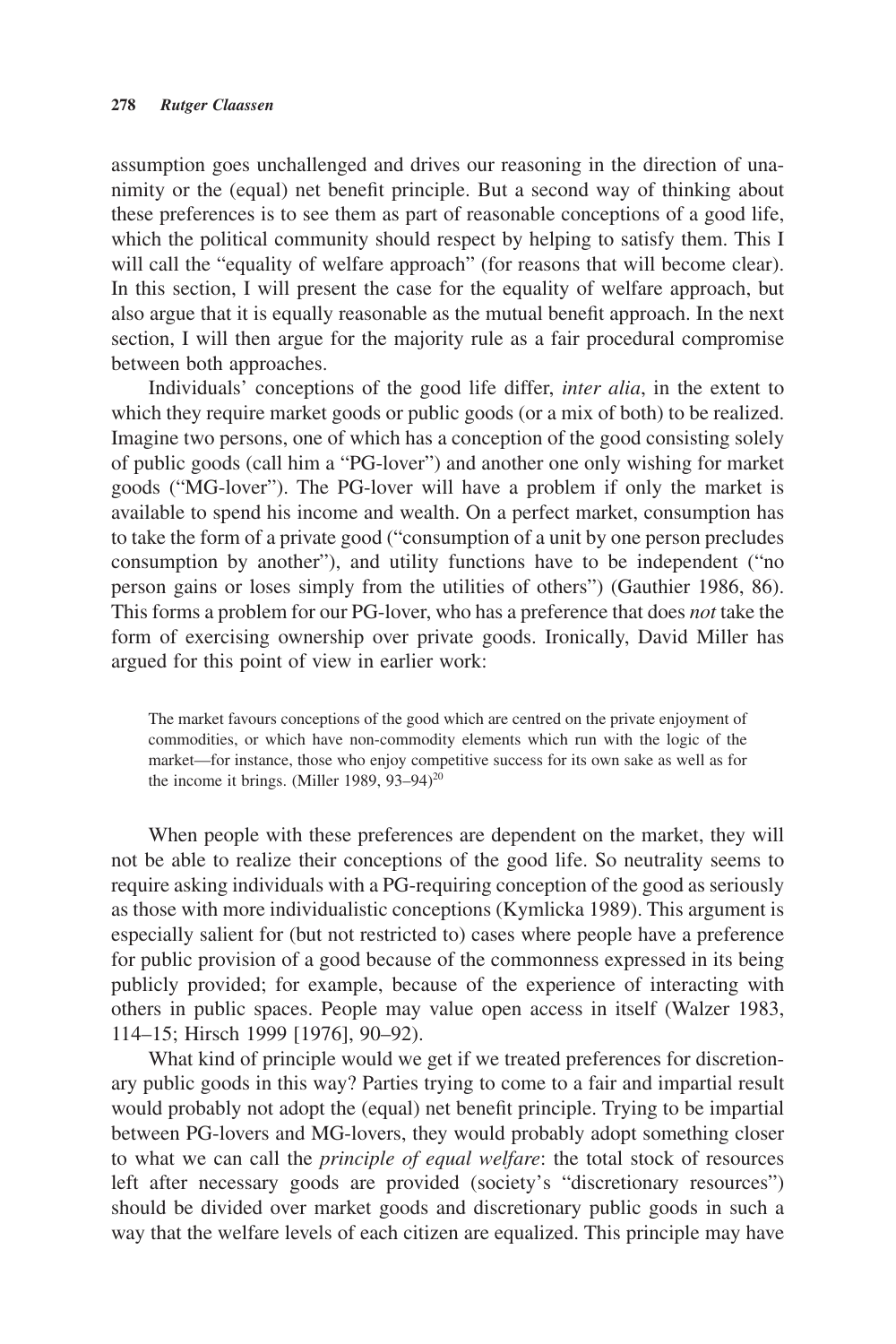assumption goes unchallenged and drives our reasoning in the direction of unanimity or the (equal) net benefit principle. But a second way of thinking about these preferences is to see them as part of reasonable conceptions of a good life, which the political community should respect by helping to satisfy them. This I will call the "equality of welfare approach" (for reasons that will become clear). In this section, I will present the case for the equality of welfare approach, but also argue that it is equally reasonable as the mutual benefit approach. In the next section, I will then argue for the majority rule as a fair procedural compromise between both approaches.

Individuals' conceptions of the good life differ, *inter alia*, in the extent to which they require market goods or public goods (or a mix of both) to be realized. Imagine two persons, one of which has a conception of the good consisting solely of public goods (call him a "PG-lover") and another one only wishing for market goods ("MG-lover"). The PG-lover will have a problem if only the market is available to spend his income and wealth. On a perfect market, consumption has to take the form of a private good ("consumption of a unit by one person precludes consumption by another"), and utility functions have to be independent ("no person gains or loses simply from the utilities of others") (Gauthier 1986, 86). This forms a problem for our PG-lover, who has a preference that does *not* take the form of exercising ownership over private goods. Ironically, David Miller has argued for this point of view in earlier work:

> The market favours conceptions of the good which are centred on the private enjoyment of commodities, or which have non-commodity elements which run with the logic of the market—for instance, those who enjoy competitive success for its own sake as well as for the income it brings. (Miller 1989, 93–94)[20]

When people with these preferences are dependent on the market, they will not be able to realize their conceptions of the good life. So neutrality seems to require asking individuals with a PG-requiring conception of the good as seriously as those with more individualistic conceptions (Kymlicka 1989). This argument is especially salient for (but not restricted to) cases where people have a preference for public provision of a good because of the commonness expressed in its being publicly provided; for example, because of the experience of interacting with others in public spaces. People may value open access in itself (Walzer 1983, 114–15; Hirsch 1999 [1976], 90–92).

What kind of principle would we get if we treated preferences for discretionary public goods in this way? Parties trying to come to a fair and impartial result would probably not adopt the (equal) net benefit principle. Trying to be impartial between PG-lovers and MG-lovers, they would probably adopt something closer to what we can call the *principle of equal welfare*: the total stock of resources left after necessary goods are provided (society's "discretionary resources") should be divided over market goods and discretionary public goods in such a way that the welfare levels of each citizen are equalized. This principle may have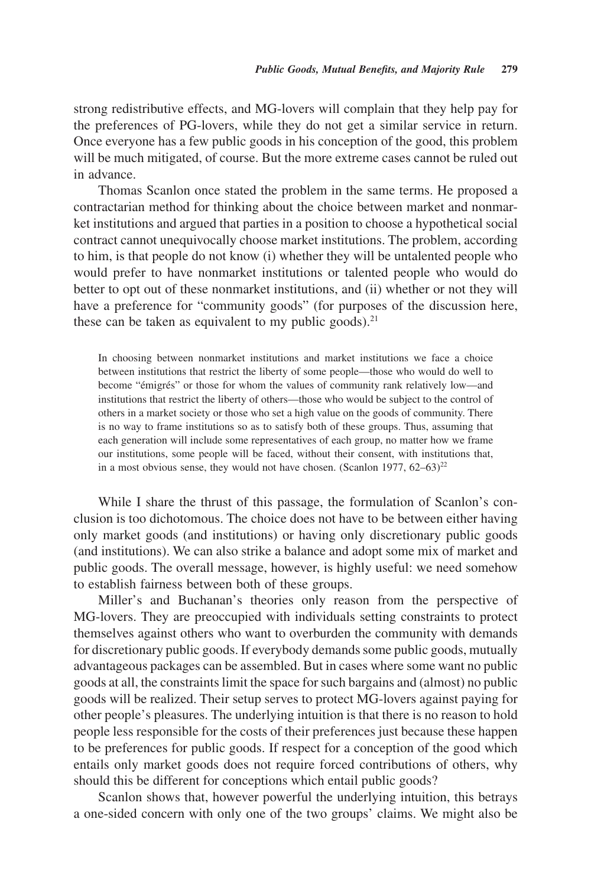strong redistributive effects, and MG-lovers will complain that they help pay for the preferences of PG-lovers, while they do not get a similar service in return. Once everyone has a few public goods in his conception of the good, this problem will be much mitigated, of course. But the more extreme cases cannot be ruled out in advance.

Thomas Scanlon once stated the problem in the same terms. He proposed a contractarian method for thinking about the choice between market and nonmarket institutions and argued that parties in a position to choose a hypothetical social contract cannot unequivocally choose market institutions. The problem, according to him, is that people do not know (i) whether they will be untalented people who would prefer to have nonmarket institutions or talented people who would do better to opt out of these nonmarket institutions, and (ii) whether or not they will have a preference for "community goods" (for purposes of the discussion here, these can be taken as equivalent to my public goods).[21]

> In choosing between nonmarket institutions and market institutions we face a choice between institutions that restrict the liberty of some people—those who would do well to become "émigrés" or those for whom the values of community rank relatively low—and institutions that restrict the liberty of others—those who would be subject to the control of others in a market society or those who set a high value on the goods of community. There is no way to frame institutions so as to satisfy both of these groups. Thus, assuming that each generation will include some representatives of each group, no matter how we frame our institutions, some people will be faced, without their consent, with institutions that, in a most obvious sense, they would not have chosen. (Scanlon 1977, 62–63)[22]

While I share the thrust of this passage, the formulation of Scanlon's conclusion is too dichotomous. The choice does not have to be between either having only market goods (and institutions) or having only discretionary public goods (and institutions). We can also strike a balance and adopt some mix of market and public goods. The overall message, however, is highly useful: we need somehow to establish fairness between both of these groups.

Miller's and Buchanan's theories only reason from the perspective of MG-lovers. They are preoccupied with individuals setting constraints to protect themselves against others who want to overburden the community with demands for discretionary public goods. If everybody demands some public goods, mutually advantageous packages can be assembled. But in cases where some want no public goods at all, the constraints limit the space for such bargains and (almost) no public goods will be realized. Their setup serves to protect MG-lovers against paying for other people's pleasures. The underlying intuition is that there is no reason to hold people less responsible for the costs of their preferences just because these happen to be preferences for public goods. If respect for a conception of the good which entails only market goods does not require forced contributions of others, why should this be different for conceptions which entail public goods?

Scanlon shows that, however powerful the underlying intuition, this betrays a one-sided concern with only one of the two groups' claims. We might also be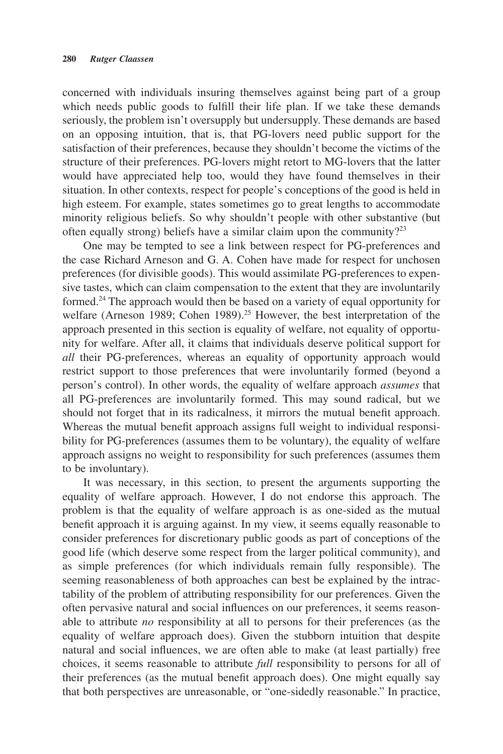concerned with individuals insuring themselves against being part of a group which needs public goods to fulfill their life plan. If we take these demands seriously, the problem isn't oversupply but undersupply. These demands are based on an opposing intuition, that is, that PG-lovers need public support for the satisfaction of their preferences, because they shouldn't become the victims of the structure of their preferences. PG-lovers might retort to MG-lovers that the latter would have appreciated help too, would they have found themselves in their situation. In other contexts, respect for people's conceptions of the good is held in high esteem. For example, states sometimes go to great lengths to accommodate minority religious beliefs. So why shouldn't people with other substantive (but often equally strong) beliefs have a similar claim upon the community?[23]

One may be tempted to see a link between respect for PG-preferences and the case Richard Arneson and G. A. Cohen have made for respect for unchosen preferences (for divisible goods). This would assimilate PG-preferences to expensive tastes, which can claim compensation to the extent that they are involuntarily formed.[24] The approach would then be based on a variety of equal opportunity for welfare (Arneson 1989; Cohen 1989).[25] However, the best interpretation of the approach presented in this section is equality of welfare, not equality of opportunity for welfare. After all, it claims that individuals deserve political support for *all* their PG-preferences, whereas an equality of opportunity approach would restrict support to those preferences that were involuntarily formed (beyond a person's control). In other words, the equality of welfare approach *assumes* that all PG-preferences are involuntarily formed. This may sound radical, but we should not forget that in its radicalness, it mirrors the mutual benefit approach. Whereas the mutual benefit approach assigns full weight to individual responsibility for PG-preferences (assumes them to be voluntary), the equality of welfare approach assigns no weight to responsibility for such preferences (assumes them to be involuntary).

It was necessary, in this section, to present the arguments supporting the equality of welfare approach. However, I do not endorse this approach. The problem is that the equality of welfare approach is as one-sided as the mutual benefit approach it is arguing against. In my view, it seems equally reasonable to consider preferences for discretionary public goods as part of conceptions of the good life (which deserve some respect from the larger political community), and as simple preferences (for which individuals remain fully responsible). The seeming reasonableness of both approaches can best be explained by the intractability of the problem of attributing responsibility for our preferences. Given the often pervasive natural and social influences on our preferences, it seems reasonable to attribute *no* responsibility at all to persons for their preferences (as the equality of welfare approach does). Given the stubborn intuition that despite natural and social influences, we are often able to make (at least partially) free choices, it seems reasonable to attribute *full* responsibility to persons for all of their preferences (as the mutual benefit approach does). One might equally say that both perspectives are unreasonable, or "one-sidedly reasonable." In practice,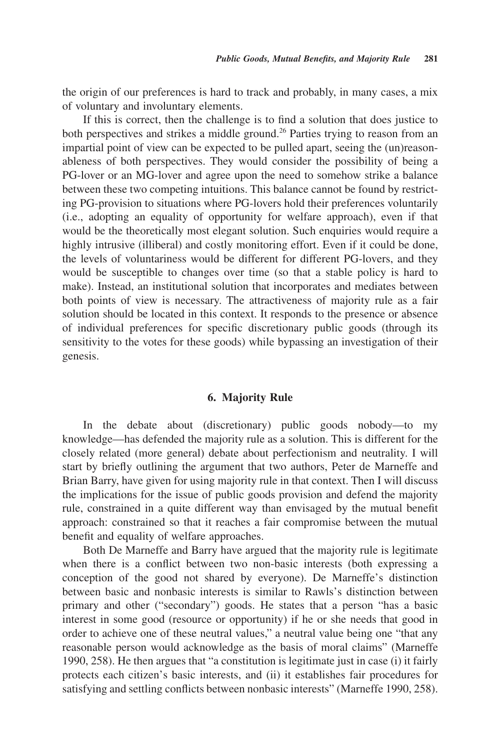the origin of our preferences is hard to track and probably, in many cases, a mix of voluntary and involuntary elements.

If this is correct, then the challenge is to find a solution that does justice to both perspectives and strikes a middle ground.[26] Parties trying to reason from an impartial point of view can be expected to be pulled apart, seeing the (un)reasonableness of both perspectives. They would consider the possibility of being a PG-lover or an MG-lover and agree upon the need to somehow strike a balance between these two competing intuitions. This balance cannot be found by restricting PG-provision to situations where PG-lovers hold their preferences voluntarily (i.e., adopting an equality of opportunity for welfare approach), even if that would be the theoretically most elegant solution. Such enquiries would require a highly intrusive (illiberal) and costly monitoring effort. Even if it could be done, the levels of voluntariness would be different for different PG-lovers, and they would be susceptible to changes over time (so that a stable policy is hard to make). Instead, an institutional solution that incorporates and mediates between both points of view is necessary. The attractiveness of majority rule as a fair solution should be located in this context. It responds to the presence or absence of individual preferences for specific discretionary public goods (through its sensitivity to the votes for these goods) while bypassing an investigation of their genesis.

## 6. Majority Rule

In the debate about (discretionary) public goods nobody—to my knowledge—has defended the majority rule as a solution. This is different for the closely related (more general) debate about perfectionism and neutrality. I will start by briefly outlining the argument that two authors, Peter de Marneffe and Brian Barry, have given for using majority rule in that context. Then I will discuss the implications for the issue of public goods provision and defend the majority rule, constrained in a quite different way than envisaged by the mutual benefit approach: constrained so that it reaches a fair compromise between the mutual benefit and equality of welfare approaches.

Both De Marneffe and Barry have argued that the majority rule is legitimate when there is a conflict between two non-basic interests (both expressing a conception of the good not shared by everyone). De Marneffe's distinction between basic and nonbasic interests is similar to Rawls's distinction between primary and other ("secondary") goods. He states that a person "has a basic interest in some good (resource or opportunity) if he or she needs that good in order to achieve one of these neutral values," a neutral value being one "that any reasonable person would acknowledge as the basis of moral claims" (Marneffe 1990, 258). He then argues that "a constitution is legitimate just in case (i) it fairly protects each citizen's basic interests, and (ii) it establishes fair procedures for satisfying and settling conflicts between nonbasic interests" (Marneffe 1990, 258).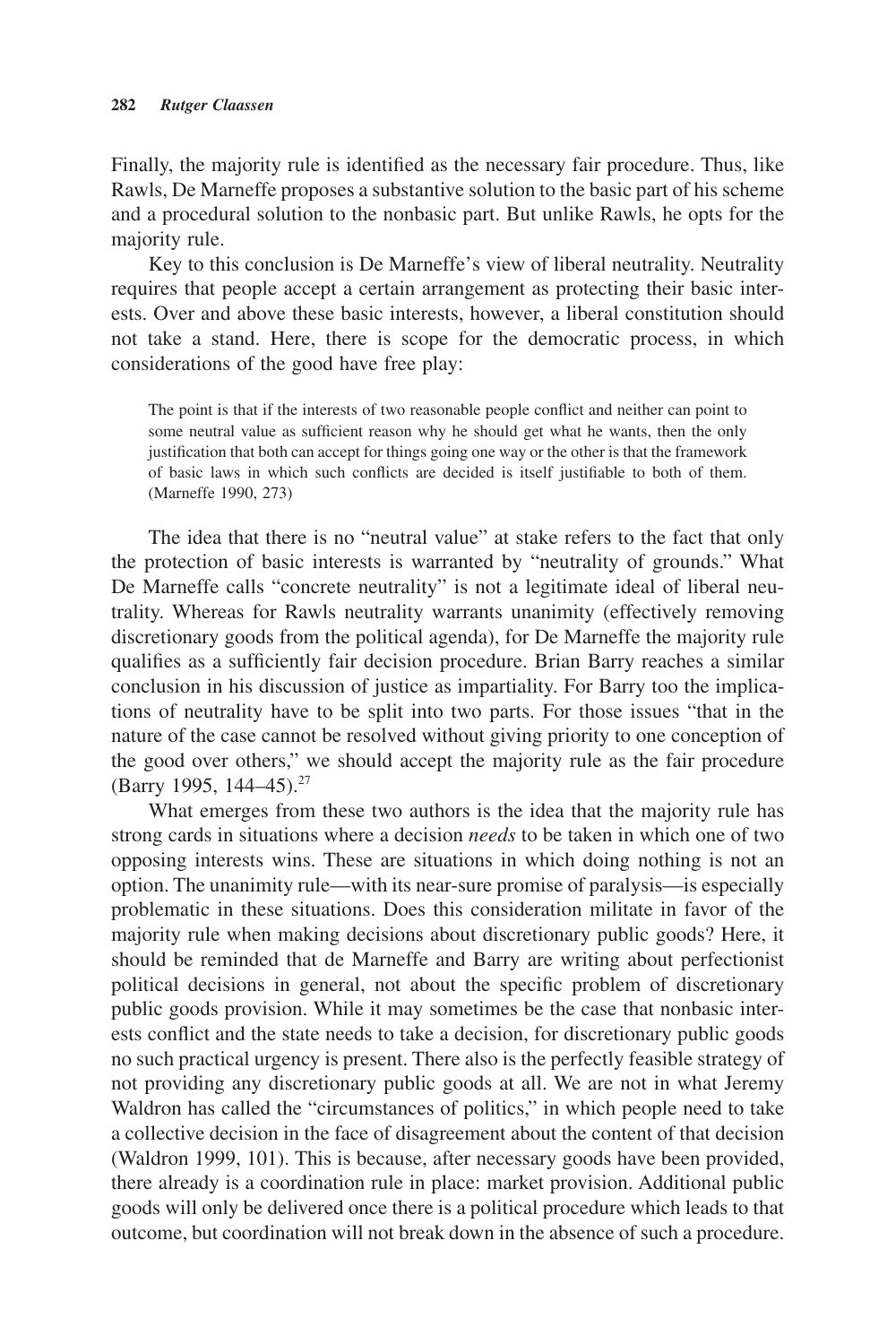Finally, the majority rule is identified as the necessary fair procedure. Thus, like Rawls, De Marneffe proposes a substantive solution to the basic part of his scheme and a procedural solution to the nonbasic part. But unlike Rawls, he opts for the majority rule.

Key to this conclusion is De Marneffe's view of liberal neutrality. Neutrality requires that people accept a certain arrangement as protecting their basic interests. Over and above these basic interests, however, a liberal constitution should not take a stand. Here, there is scope for the democratic process, in which considerations of the good have free play:

> The point is that if the interests of two reasonable people conflict and neither can point to some neutral value as sufficient reason why he should get what he wants, then the only justification that both can accept for things going one way or the other is that the framework of basic laws in which such conflicts are decided is itself justifiable to both of them. (Marneffe 1990, 273)

The idea that there is no "neutral value" at stake refers to the fact that only the protection of basic interests is warranted by "neutrality of grounds." What De Marneffe calls "concrete neutrality" is not a legitimate ideal of liberal neutrality. Whereas for Rawls neutrality warrants unanimity (effectively removing discretionary goods from the political agenda), for De Marneffe the majority rule qualifies as a sufficiently fair decision procedure. Brian Barry reaches a similar conclusion in his discussion of justice as impartiality. For Barry too the implications of neutrality have to be split into two parts. For those issues "that in the nature of the case cannot be resolved without giving priority to one conception of the good over others," we should accept the majority rule as the fair procedure (Barry 1995, 144–45).[27]

What emerges from these two authors is the idea that the majority rule has strong cards in situations where a decision *needs* to be taken in which one of two opposing interests wins. These are situations in which doing nothing is not an option. The unanimity rule—with its near-sure promise of paralysis—is especially problematic in these situations. Does this consideration militate in favor of the majority rule when making decisions about discretionary public goods? Here, it should be reminded that de Marneffe and Barry are writing about perfectionist political decisions in general, not about the specific problem of discretionary public goods provision. While it may sometimes be the case that nonbasic interests conflict and the state needs to take a decision, for discretionary public goods no such practical urgency is present. There also is the perfectly feasible strategy of not providing any discretionary public goods at all. We are not in what Jeremy Waldron has called the "circumstances of politics," in which people need to take a collective decision in the face of disagreement about the content of that decision (Waldron 1999, 101). This is because, after necessary goods have been provided, there already is a coordination rule in place: market provision. Additional public goods will only be delivered once there is a political procedure which leads to that outcome, but coordination will not break down in the absence of such a procedure.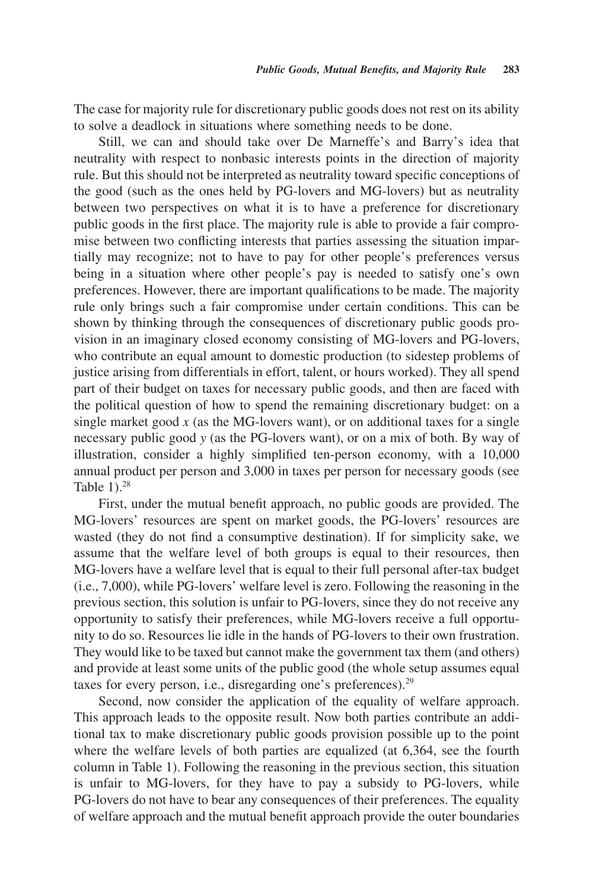The case for majority rule for discretionary public goods does not rest on its ability to solve a deadlock in situations where something needs to be done.

Still, we can and should take over De Marneffe's and Barry's idea that neutrality with respect to nonbasic interests points in the direction of majority rule. But this should not be interpreted as neutrality toward specific conceptions of the good (such as the ones held by PG-lovers and MG-lovers) but as neutrality between two perspectives on what it is to have a preference for discretionary public goods in the first place. The majority rule is able to provide a fair compromise between two conflicting interests that parties assessing the situation impartially may recognize; not to have to pay for other people's preferences versus being in a situation where other people's pay is needed to satisfy one's own preferences. However, there are important qualifications to be made. The majority rule only brings such a fair compromise under certain conditions. This can be shown by thinking through the consequences of discretionary public goods provision in an imaginary closed economy consisting of MG-lovers and PG-lovers, who contribute an equal amount to domestic production (to sidestep problems of justice arising from differentials in effort, talent, or hours worked). They all spend part of their budget on taxes for necessary public goods, and then are faced with the political question of how to spend the remaining discretionary budget: on a single market good *x* (as the MG-lovers want), or on additional taxes for a single necessary public good *y* (as the PG-lovers want), or on a mix of both. By way of illustration, consider a highly simplified ten-person economy, with a 10,000 annual product per person and 3,000 in taxes per person for necessary goods (see Table 1).[28]

First, under the mutual benefit approach, no public goods are provided. The MG-lovers' resources are spent on market goods, the PG-lovers' resources are wasted (they do not find a consumptive destination). If for simplicity sake, we assume that the welfare level of both groups is equal to their resources, then MG-lovers have a welfare level that is equal to their full personal after-tax budget (i.e., 7,000), while PG-lovers' welfare level is zero. Following the reasoning in the previous section, this solution is unfair to PG-lovers, since they do not receive any opportunity to satisfy their preferences, while MG-lovers receive a full opportunity to do so. Resources lie idle in the hands of PG-lovers to their own frustration. They would like to be taxed but cannot make the government tax them (and others) and provide at least some units of the public good (the whole setup assumes equal taxes for every person, i.e., disregarding one's preferences).[29]

Second, now consider the application of the equality of welfare approach. This approach leads to the opposite result. Now both parties contribute an additional tax to make discretionary public goods provision possible up to the point where the welfare levels of both parties are equalized (at 6,364, see the fourth column in Table 1). Following the reasoning in the previous section, this situation is unfair to MG-lovers, for they have to pay a subsidy to PG-lovers, while PG-lovers do not have to bear any consequences of their preferences. The equality of welfare approach and the mutual benefit approach provide the outer boundaries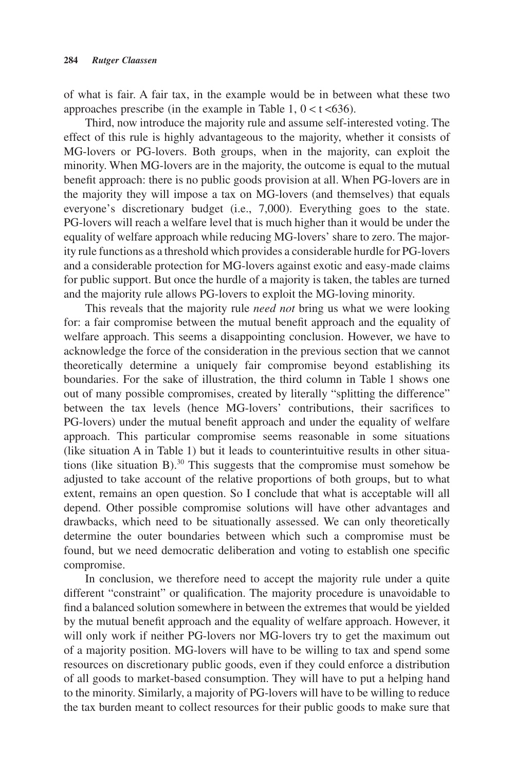of what is fair. A fair tax, in the example would be in between what these two approaches prescribe (in the example in Table 1, $0 < t < 636$).

Third, now introduce the majority rule and assume self-interested voting. The effect of this rule is highly advantageous to the majority, whether it consists of MG-lovers or PG-lovers. Both groups, when in the majority, can exploit the minority. When MG-lovers are in the majority, the outcome is equal to the mutual benefit approach: there is no public goods provision at all. When PG-lovers are in the majority they will impose a tax on MG-lovers (and themselves) that equals everyone's discretionary budget (i.e., 7,000). Everything goes to the state. PG-lovers will reach a welfare level that is much higher than it would be under the equality of welfare approach while reducing MG-lovers' share to zero. The majority rule functions as a threshold which provides a considerable hurdle for PG-lovers and a considerable protection for MG-lovers against exotic and easy-made claims for public support. But once the hurdle of a majority is taken, the tables are turned and the majority rule allows PG-lovers to exploit the MG-loving minority.

This reveals that the majority rule *need not* bring us what we were looking for: a fair compromise between the mutual benefit approach and the equality of welfare approach. This seems a disappointing conclusion. However, we have to acknowledge the force of the consideration in the previous section that we cannot theoretically determine a uniquely fair compromise beyond establishing its boundaries. For the sake of illustration, the third column in Table 1 shows one out of many possible compromises, created by literally "splitting the difference" between the tax levels (hence MG-lovers' contributions, their sacrifices to PG-lovers) under the mutual benefit approach and under the equality of welfare approach. This particular compromise seems reasonable in some situations (like situation A in Table 1) but it leads to counterintuitive results in other situations (like situation B).[30] This suggests that the compromise must somehow be adjusted to take account of the relative proportions of both groups, but to what extent, remains an open question. So I conclude that what is acceptable will all depend. Other possible compromise solutions will have other advantages and drawbacks, which need to be situationally assessed. We can only theoretically determine the outer boundaries between which such a compromise must be found, but we need democratic deliberation and voting to establish one specific compromise.

In conclusion, we therefore need to accept the majority rule under a quite different "constraint" or qualification. The majority procedure is unavoidable to find a balanced solution somewhere in between the extremes that would be yielded by the mutual benefit approach and the equality of welfare approach. However, it will only work if neither PG-lovers nor MG-lovers try to get the maximum out of a majority position. MG-lovers will have to be willing to tax and spend some resources on discretionary public goods, even if they could enforce a distribution of all goods to market-based consumption. They will have to put a helping hand to the minority. Similarly, a majority of PG-lovers will have to be willing to reduce the tax burden meant to collect resources for their public goods to make sure that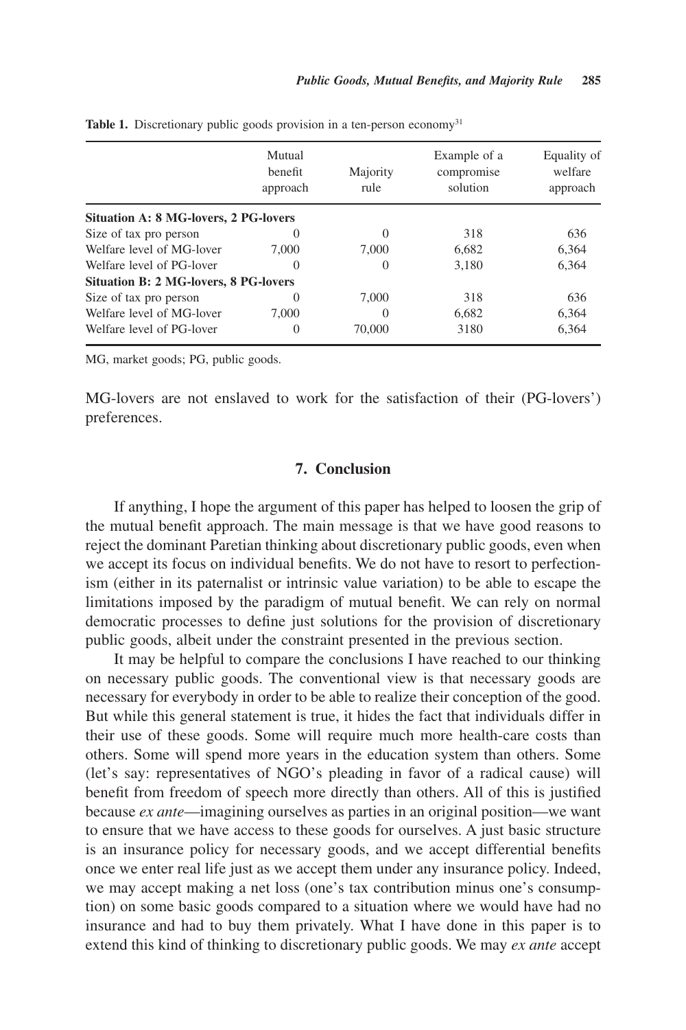**Table 1.** Discretionary public goods provision in a ten-person economy[31]

| | Mutual benefit approach | Majority rule | Example of a compromise solution | Equality of welfare approach |
|---|---|---|---|---|
| **Situation A: 8 MG-lovers, 2 PG-lovers** | | | | |
| Size of tax pro person | 0 | 0 | 318 | 636 |
| Welfare level of MG-lover | 7,000 | 7,000 | 6,682 | 6,364 |
| Welfare level of PG-lover | 0 | 0 | 3,180 | 6,364 |
| **Situation B: 2 MG-lovers, 8 PG-lovers** | | | | |
| Size of tax pro person | 0 | 7,000 | 318 | 636 |
| Welfare level of MG-lover | 7,000 | 0 | 6,682 | 6,364 |
| Welfare level of PG-lover | 0 | 70,000 | 3180 | 6,364 |

MG, market goods; PG, public goods.

MG-lovers are not enslaved to work for the satisfaction of their (PG-lovers') preferences.

## 7. Conclusion

If anything, I hope the argument of this paper has helped to loosen the grip of the mutual benefit approach. The main message is that we have good reasons to reject the dominant Paretian thinking about discretionary public goods, even when we accept its focus on individual benefits. We do not have to resort to perfectionism (either in its paternalist or intrinsic value variation) to be able to escape the limitations imposed by the paradigm of mutual benefit. We can rely on normal democratic processes to define just solutions for the provision of discretionary public goods, albeit under the constraint presented in the previous section.

It may be helpful to compare the conclusions I have reached to our thinking on necessary public goods. The conventional view is that necessary goods are necessary for everybody in order to be able to realize their conception of the good. But while this general statement is true, it hides the fact that individuals differ in their use of these goods. Some will require much more health-care costs than others. Some will spend more years in the education system than others. Some (let's say: representatives of NGO's pleading in favor of a radical cause) will benefit from freedom of speech more directly than others. All of this is justified because *ex ante*—imagining ourselves as parties in an original position—we want to ensure that we have access to these goods for ourselves. A just basic structure is an insurance policy for necessary goods, and we accept differential benefits once we enter real life just as we accept them under any insurance policy. Indeed, we may accept making a net loss (one's tax contribution minus one's consumption) on some basic goods compared to a situation where we would have had no insurance and had to buy them privately. What I have done in this paper is to extend this kind of thinking to discretionary public goods. We may *ex ante* accept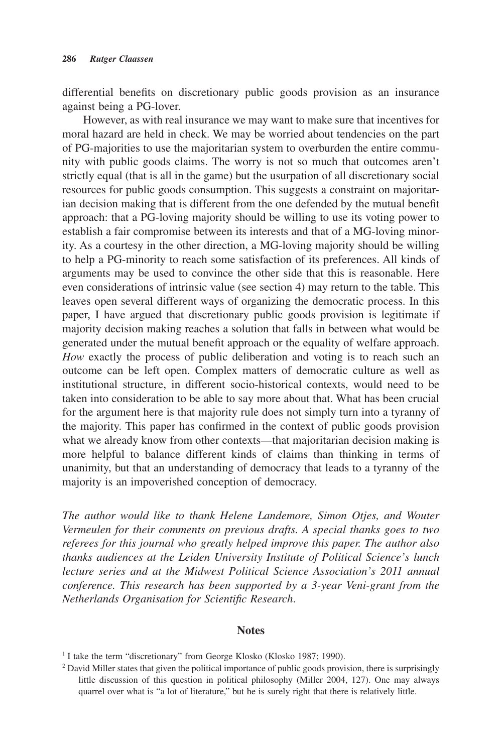differential benefits on discretionary public goods provision as an insurance against being a PG-lover.

However, as with real insurance we may want to make sure that incentives for moral hazard are held in check. We may be worried about tendencies on the part of PG-majorities to use the majoritarian system to overburden the entire community with public goods claims. The worry is not so much that outcomes aren't strictly equal (that is all in the game) but the usurpation of all discretionary social resources for public goods consumption. This suggests a constraint on majoritarian decision making that is different from the one defended by the mutual benefit approach: that a PG-loving majority should be willing to use its voting power to establish a fair compromise between its interests and that of a MG-loving minority. As a courtesy in the other direction, a MG-loving majority should be willing to help a PG-minority to reach some satisfaction of its preferences. All kinds of arguments may be used to convince the other side that this is reasonable. Here even considerations of intrinsic value (see section 4) may return to the table. This leaves open several different ways of organizing the democratic process. In this paper, I have argued that discretionary public goods provision is legitimate if majority decision making reaches a solution that falls in between what would be generated under the mutual benefit approach or the equality of welfare approach. *How* exactly the process of public deliberation and voting is to reach such an outcome can be left open. Complex matters of democratic culture as well as institutional structure, in different socio-historical contexts, would need to be taken into consideration to be able to say more about that. What has been crucial for the argument here is that majority rule does not simply turn into a tyranny of the majority. This paper has confirmed in the context of public goods provision what we already know from other contexts—that majoritarian decision making is more helpful to balance different kinds of claims than thinking in terms of unanimity, but that an understanding of democracy that leads to a tyranny of the majority is an impoverished conception of democracy.

*The author would like to thank Helene Landemore, Simon Otjes, and Wouter Vermeulen for their comments on previous drafts. A special thanks goes to two referees for this journal who greatly helped improve this paper. The author also thanks audiences at the Leiden University Institute of Political Science's lunch lecture series and at the Midwest Political Science Association's 2011 annual conference. This research has been supported by a 3-year Veni-grant from the Netherlands Organisation for Scientific Research.*

## Notes

[1] I take the term "discretionary" from George Klosko (Klosko 1987; 1990).

[2] David Miller states that given the political importance of public goods provision, there is surprisingly little discussion of this question in political philosophy (Miller 2004, 127). One may always quarrel over what is "a lot of literature," but he is surely right that there is relatively little.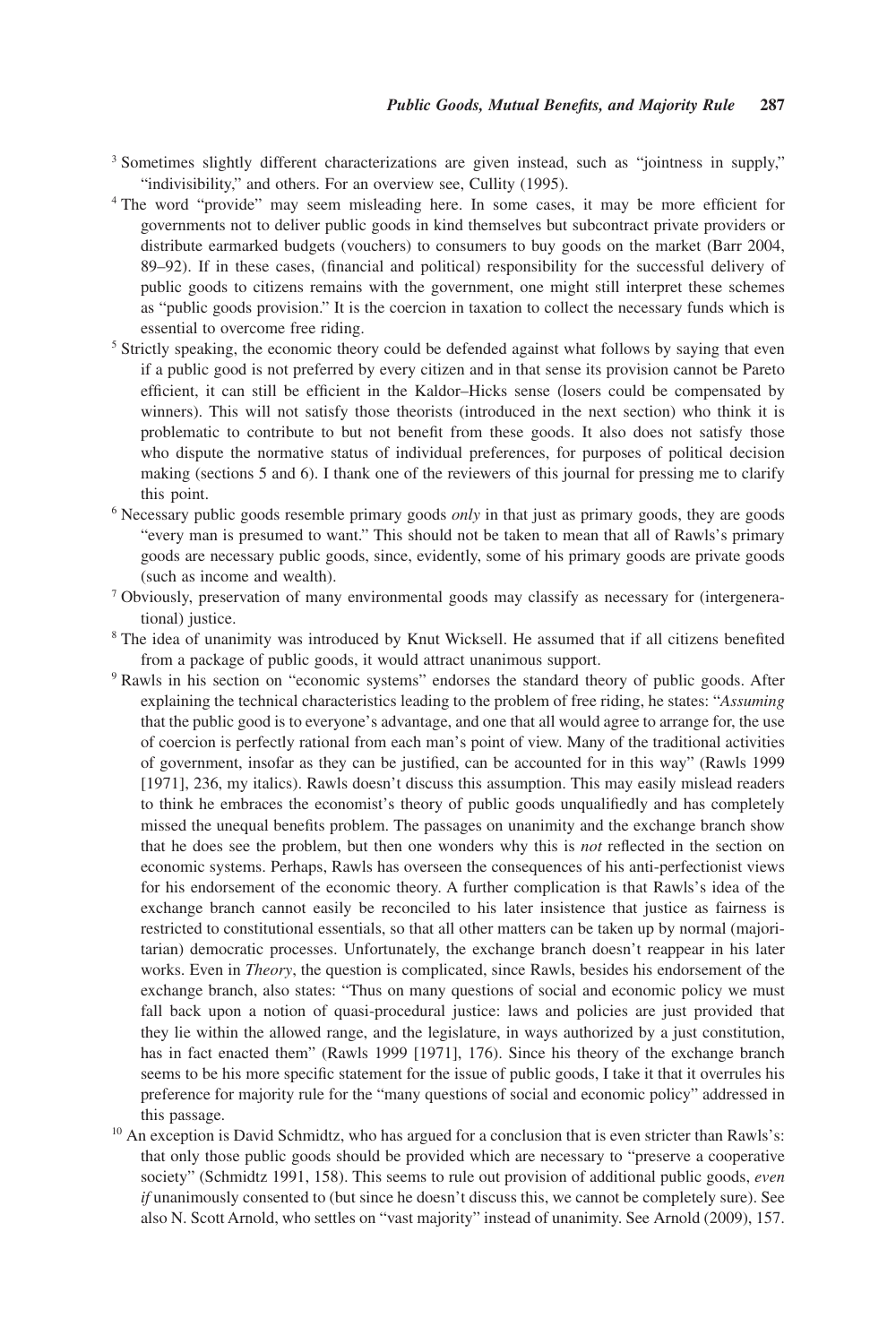[3] Sometimes slightly different characterizations are given instead, such as "jointness in supply," "indivisibility," and others. For an overview see, Cullity (1995).

[4] The word "provide" may seem misleading here. In some cases, it may be more efficient for governments not to deliver public goods in kind themselves but subcontract private providers or distribute earmarked budgets (vouchers) to consumers to buy goods on the market (Barr 2004, 89–92). If in these cases, (financial and political) responsibility for the successful delivery of public goods to citizens remains with the government, one might still interpret these schemes as "public goods provision." It is the coercion in taxation to collect the necessary funds which is essential to overcome free riding.

[5] Strictly speaking, the economic theory could be defended against what follows by saying that even if a public good is not preferred by every citizen and in that sense its provision cannot be Pareto efficient, it can still be efficient in the Kaldor–Hicks sense (losers could be compensated by winners). This will not satisfy those theorists (introduced in the next section) who think it is problematic to contribute to but not benefit from these goods. It also does not satisfy those who dispute the normative status of individual preferences, for purposes of political decision making (sections 5 and 6). I thank one of the reviewers of this journal for pressing me to clarify this point.

[6] Necessary public goods resemble primary goods *only* in that just as primary goods, they are goods "every man is presumed to want." This should not be taken to mean that all of Rawls's primary goods are necessary public goods, since, evidently, some of his primary goods are private goods (such as income and wealth).

[7] Obviously, preservation of many environmental goods may classify as necessary for (intergenerational) justice.

[8] The idea of unanimity was introduced by Knut Wicksell. He assumed that if all citizens benefited from a package of public goods, it would attract unanimous support.

[9] Rawls in his section on "economic systems" endorses the standard theory of public goods. After explaining the technical characteristics leading to the problem of free riding, he states: "*Assuming* that the public good is to everyone's advantage, and one that all would agree to arrange for, the use of coercion is perfectly rational from each man's point of view. Many of the traditional activities of government, insofar as they can be justified, can be accounted for in this way" (Rawls 1999 [1971], 236, my italics). Rawls doesn't discuss this assumption. This may easily mislead readers to think he embraces the economist's theory of public goods unqualifiedly and has completely missed the unequal benefits problem. The passages on unanimity and the exchange branch show that he does see the problem, but then one wonders why this is *not* reflected in the section on economic systems. Perhaps, Rawls has overseen the consequences of his anti-perfectionist views for his endorsement of the economic theory. A further complication is that Rawls's idea of the exchange branch cannot easily be reconciled to his later insistence that justice as fairness is restricted to constitutional essentials, so that all other matters can be taken up by normal (majoritarian) democratic processes. Unfortunately, the exchange branch doesn't reappear in his later works. Even in *Theory*, the question is complicated, since Rawls, besides his endorsement of the exchange branch, also states: "Thus on many questions of social and economic policy we must fall back upon a notion of quasi-procedural justice: laws and policies are just provided that they lie within the allowed range, and the legislature, in ways authorized by a just constitution, has in fact enacted them" (Rawls 1999 [1971], 176). Since his theory of the exchange branch seems to be his more specific statement for the issue of public goods, I take it that it overrules his preference for majority rule for the "many questions of social and economic policy" addressed in this passage.

[10] An exception is David Schmidtz, who has argued for a conclusion that is even stricter than Rawls's: that only those public goods should be provided which are necessary to "preserve a cooperative society" (Schmidtz 1991, 158). This seems to rule out provision of additional public goods, *even if* unanimously consented to (but since he doesn't discuss this, we cannot be completely sure). See also N. Scott Arnold, who settles on "vast majority" instead of unanimity. See Arnold (2009), 157.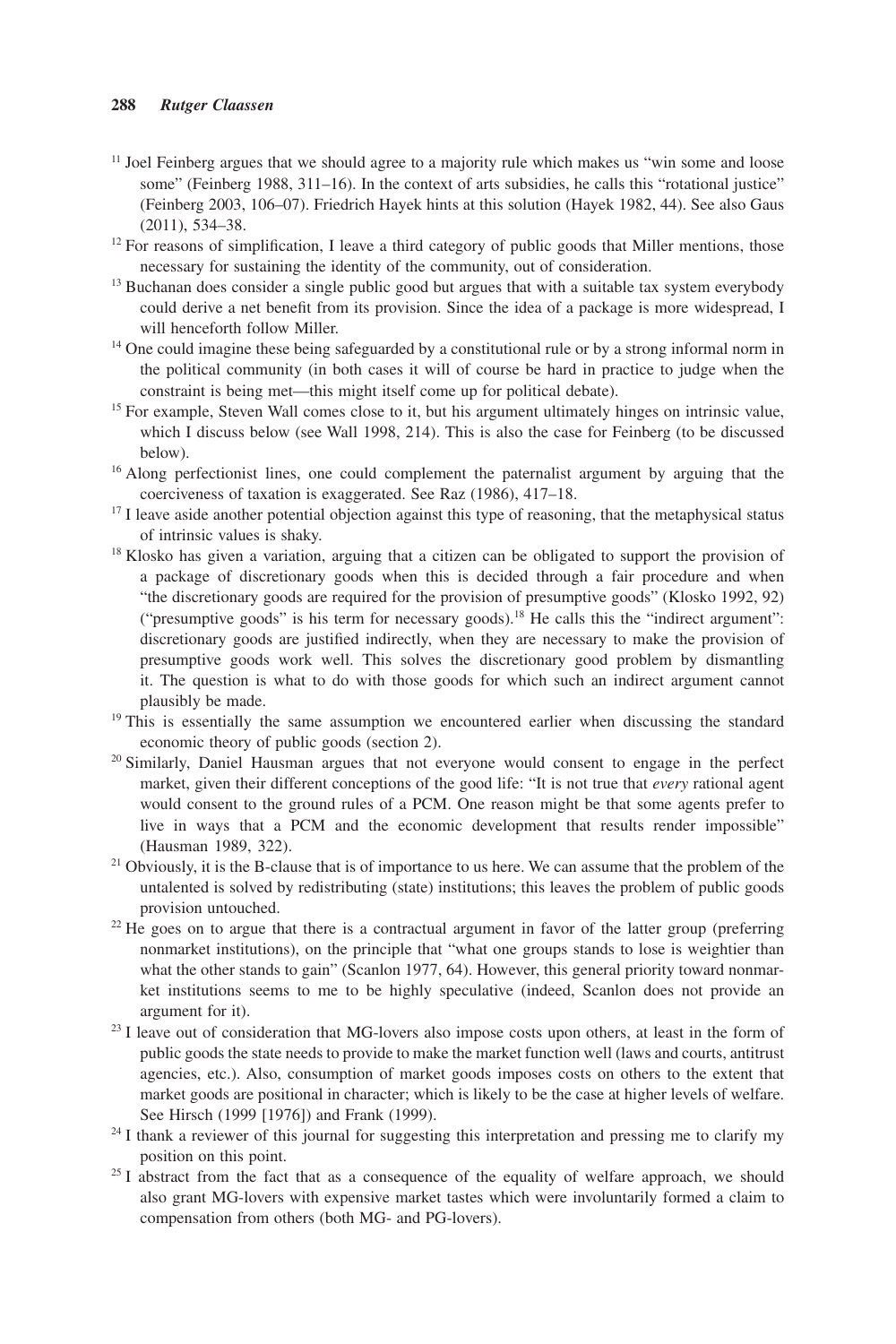[11] Joel Feinberg argues that we should agree to a majority rule which makes us "win some and loose some" (Feinberg 1988, 311–16). In the context of arts subsidies, he calls this "rotational justice" (Feinberg 2003, 106–07). Friedrich Hayek hints at this solution (Hayek 1982, 44). See also Gaus (2011), 534–38.

[12] For reasons of simplification, I leave a third category of public goods that Miller mentions, those necessary for sustaining the identity of the community, out of consideration.

[13] Buchanan does consider a single public good but argues that with a suitable tax system everybody could derive a net benefit from its provision. Since the idea of a package is more widespread, I will henceforth follow Miller.

[14] One could imagine these being safeguarded by a constitutional rule or by a strong informal norm in the political community (in both cases it will of course be hard in practice to judge when the constraint is being met—this might itself come up for political debate).

[15] For example, Steven Wall comes close to it, but his argument ultimately hinges on intrinsic value, which I discuss below (see Wall 1998, 214). This is also the case for Feinberg (to be discussed below).

[16] Along perfectionist lines, one could complement the paternalist argument by arguing that the coerciveness of taxation is exaggerated. See Raz (1986), 417–18.

[17] I leave aside another potential objection against this type of reasoning, that the metaphysical status of intrinsic values is shaky.

[18] Klosko has given a variation, arguing that a citizen can be obligated to support the provision of a package of discretionary goods when this is decided through a fair procedure and when "the discretionary goods are required for the provision of presumptive goods" (Klosko 1992, 92) ("presumptive goods" is his term for necessary goods).[18] He calls this the "indirect argument": discretionary goods are justified indirectly, when they are necessary to make the provision of presumptive goods work well. This solves the discretionary good problem by dismantling it. The question is what to do with those goods for which such an indirect argument cannot plausibly be made.

[19] This is essentially the same assumption we encountered earlier when discussing the standard economic theory of public goods (section 2).

[20] Similarly, Daniel Hausman argues that not everyone would consent to engage in the perfect market, given their different conceptions of the good life: "It is not true that *every* rational agent would consent to the ground rules of a PCM. One reason might be that some agents prefer to live in ways that a PCM and the economic development that results render impossible" (Hausman 1989, 322).

[21] Obviously, it is the B-clause that is of importance to us here. We can assume that the problem of the untalented is solved by redistributing (state) institutions; this leaves the problem of public goods provision untouched.

[22] He goes on to argue that there is a contractual argument in favor of the latter group (preferring nonmarket institutions), on the principle that "what one groups stands to lose is weightier than what the other stands to gain" (Scanlon 1977, 64). However, this general priority toward nonmarket institutions seems to me to be highly speculative (indeed, Scanlon does not provide an argument for it).

[23] I leave out of consideration that MG-lovers also impose costs upon others, at least in the form of public goods the state needs to provide to make the market function well (laws and courts, antitrust agencies, etc.). Also, consumption of market goods imposes costs on others to the extent that market goods are positional in character; which is likely to be the case at higher levels of welfare. See Hirsch (1999 [1976]) and Frank (1999).

[24] I thank a reviewer of this journal for suggesting this interpretation and pressing me to clarify my position on this point.

[25] I abstract from the fact that as a consequence of the equality of welfare approach, we should also grant MG-lovers with expensive market tastes which were involuntarily formed a claim to compensation from others (both MG- and PG-lovers).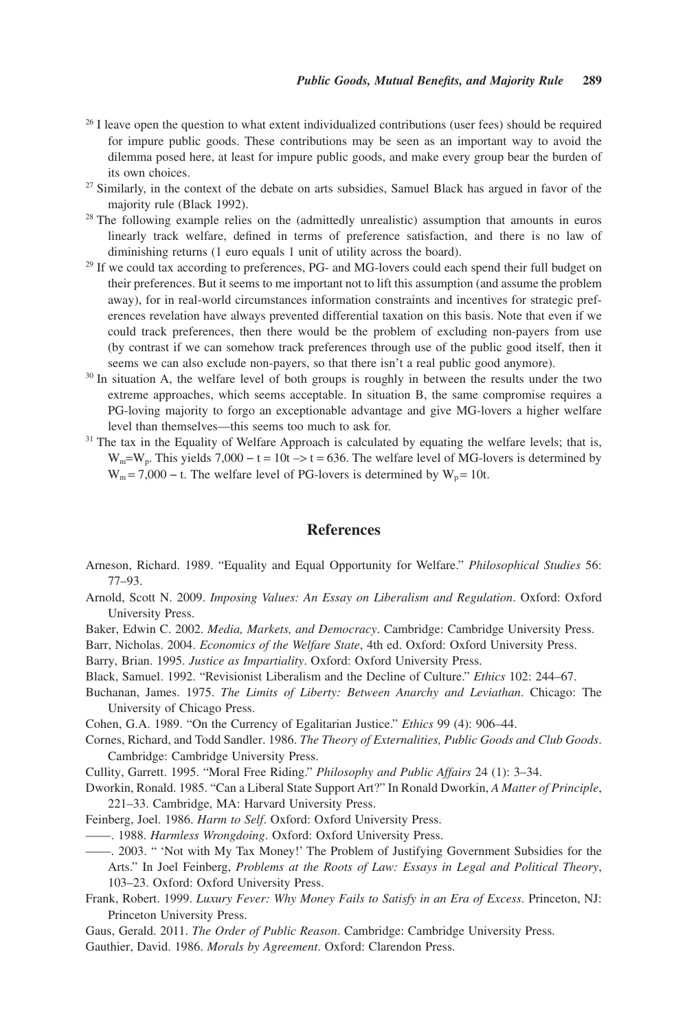[26] I leave open the question to what extent individualized contributions (user fees) should be required for impure public goods. These contributions may be seen as an important way to avoid the dilemma posed here, at least for impure public goods, and make every group bear the burden of its own choices.

[27] Similarly, in the context of the debate on arts subsidies, Samuel Black has argued in favor of the majority rule (Black 1992).

[28] The following example relies on the (admittedly unrealistic) assumption that amounts in euros linearly track welfare, defined in terms of preference satisfaction, and there is no law of diminishing returns (1 euro equals 1 unit of utility across the board).

[29] If we could tax according to preferences, PG- and MG-lovers could each spend their full budget on their preferences. But it seems to me important not to lift this assumption (and assume the problem away), for in real-world circumstances information constraints and incentives for strategic preferences revelation have always prevented differential taxation on this basis. Note that even if we could track preferences, then there would be the problem of excluding non-payers from use (by contrast if we can somehow track preferences through use of the public good itself, then it seems we can also exclude non-payers, so that there isn't a real public good anymore).

[30] In situation A, the welfare level of both groups is roughly in between the results under the two extreme approaches, which seems acceptable. In situation B, the same compromise requires a PG-loving majority to forgo an exceptionable advantage and give MG-lovers a higher welfare level than themselves—this seems too much to ask for.

[31] The tax in the Equality of Welfare Approach is calculated by equating the welfare levels; that is, $W_m = W_p$. This yields $7{,}000 - t = 10t \rightarrow t = 636$. The welfare level of MG-lovers is determined by $W_m = 7{,}000 - t$. The welfare level of PG-lovers is determined by $W_p = 10t$.

## References

Arneson, Richard. 1989. "Equality and Equal Opportunity for Welfare." *Philosophical Studies* 56: 77–93.

Arnold, Scott N. 2009. *Imposing Values: An Essay on Liberalism and Regulation*. Oxford: Oxford University Press.

Baker, Edwin C. 2002. *Media, Markets, and Democracy*. Cambridge: Cambridge University Press.

Barr, Nicholas. 2004. *Economics of the Welfare State*, 4th ed. Oxford: Oxford University Press.

Barry, Brian. 1995. *Justice as Impartiality*. Oxford: Oxford University Press.

Black, Samuel. 1992. "Revisionist Liberalism and the Decline of Culture." *Ethics* 102: 244–67.

Buchanan, James. 1975. *The Limits of Liberty: Between Anarchy and Leviathan*. Chicago: The University of Chicago Press.

Cohen, G.A. 1989. "On the Currency of Egalitarian Justice." *Ethics* 99 (4): 906–44.

Cornes, Richard, and Todd Sandler. 1986. *The Theory of Externalities, Public Goods and Club Goods*. Cambridge: Cambridge University Press.

Cullity, Garrett. 1995. "Moral Free Riding." *Philosophy and Public Affairs* 24 (1): 3–34.

Dworkin, Ronald. 1985. "Can a Liberal State Support Art?" In Ronald Dworkin, *A Matter of Principle*, 221–33. Cambridge, MA: Harvard University Press.

Feinberg, Joel. 1986. *Harm to Self*. Oxford: Oxford University Press.

——. 1988. *Harmless Wrongdoing*. Oxford: Oxford University Press.

——. 2003. " 'Not with My Tax Money!' The Problem of Justifying Government Subsidies for the Arts." In Joel Feinberg, *Problems at the Roots of Law: Essays in Legal and Political Theory*, 103–23. Oxford: Oxford University Press.

Frank, Robert. 1999. *Luxury Fever: Why Money Fails to Satisfy in an Era of Excess*. Princeton, NJ: Princeton University Press.

Gaus, Gerald. 2011. *The Order of Public Reason*. Cambridge: Cambridge University Press.

Gauthier, David. 1986. *Morals by Agreement*. Oxford: Clarendon Press.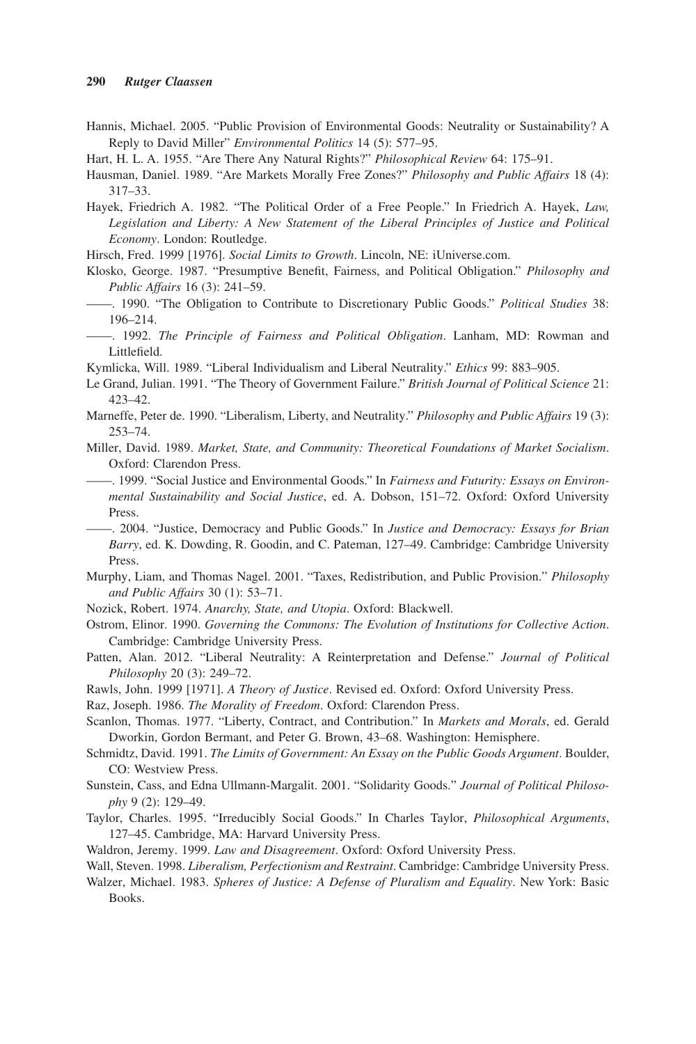Hannis, Michael. 2005. "Public Provision of Environmental Goods: Neutrality or Sustainability? A Reply to David Miller" *Environmental Politics* 14 (5): 577–95.

Hart, H. L. A. 1955. "Are There Any Natural Rights?" *Philosophical Review* 64: 175–91.

Hausman, Daniel. 1989. "Are Markets Morally Free Zones?" *Philosophy and Public Affairs* 18 (4): 317–33.

Hayek, Friedrich A. 1982. "The Political Order of a Free People." In Friedrich A. Hayek, *Law, Legislation and Liberty: A New Statement of the Liberal Principles of Justice and Political Economy*. London: Routledge.

Hirsch, Fred. 1999 [1976]. *Social Limits to Growth*. Lincoln, NE: iUniverse.com.

Klosko, George. 1987. "Presumptive Benefit, Fairness, and Political Obligation." *Philosophy and Public Affairs* 16 (3): 241–59.

——. 1990. "The Obligation to Contribute to Discretionary Public Goods." *Political Studies* 38: 196–214.

——. 1992. *The Principle of Fairness and Political Obligation*. Lanham, MD: Rowman and Littlefield.

Kymlicka, Will. 1989. "Liberal Individualism and Liberal Neutrality." *Ethics* 99: 883–905.

Le Grand, Julian. 1991. "The Theory of Government Failure." *British Journal of Political Science* 21: 423–42.

Marneffe, Peter de. 1990. "Liberalism, Liberty, and Neutrality." *Philosophy and Public Affairs* 19 (3): 253–74.

Miller, David. 1989. *Market, State, and Community: Theoretical Foundations of Market Socialism*. Oxford: Clarendon Press.

——. 1999. "Social Justice and Environmental Goods." In *Fairness and Futurity: Essays on Environmental Sustainability and Social Justice*, ed. A. Dobson, 151–72. Oxford: Oxford University Press.

——. 2004. "Justice, Democracy and Public Goods." In *Justice and Democracy: Essays for Brian Barry*, ed. K. Dowding, R. Goodin, and C. Pateman, 127–49. Cambridge: Cambridge University Press.

Murphy, Liam, and Thomas Nagel. 2001. "Taxes, Redistribution, and Public Provision." *Philosophy and Public Affairs* 30 (1): 53–71.

Nozick, Robert. 1974. *Anarchy, State, and Utopia*. Oxford: Blackwell.

Ostrom, Elinor. 1990. *Governing the Commons: The Evolution of Institutions for Collective Action*. Cambridge: Cambridge University Press.

Patten, Alan. 2012. "Liberal Neutrality: A Reinterpretation and Defense." *Journal of Political Philosophy* 20 (3): 249–72.

Rawls, John. 1999 [1971]. *A Theory of Justice*. Revised ed. Oxford: Oxford University Press.

Raz, Joseph. 1986. *The Morality of Freedom*. Oxford: Clarendon Press.

Scanlon, Thomas. 1977. "Liberty, Contract, and Contribution." In *Markets and Morals*, ed. Gerald Dworkin, Gordon Bermant, and Peter G. Brown, 43–68. Washington: Hemisphere.

Schmidtz, David. 1991. *The Limits of Government: An Essay on the Public Goods Argument*. Boulder, CO: Westview Press.

Sunstein, Cass, and Edna Ullmann-Margalit. 2001. "Solidarity Goods." *Journal of Political Philosophy* 9 (2): 129–49.

Taylor, Charles. 1995. "Irreducibly Social Goods." In Charles Taylor, *Philosophical Arguments*, 127–45. Cambridge, MA: Harvard University Press.

Waldron, Jeremy. 1999. *Law and Disagreement*. Oxford: Oxford University Press.

Wall, Steven. 1998. *Liberalism, Perfectionism and Restraint*. Cambridge: Cambridge University Press.

Walzer, Michael. 1983. *Spheres of Justice: A Defense of Pluralism and Equality*. New York: Basic Books.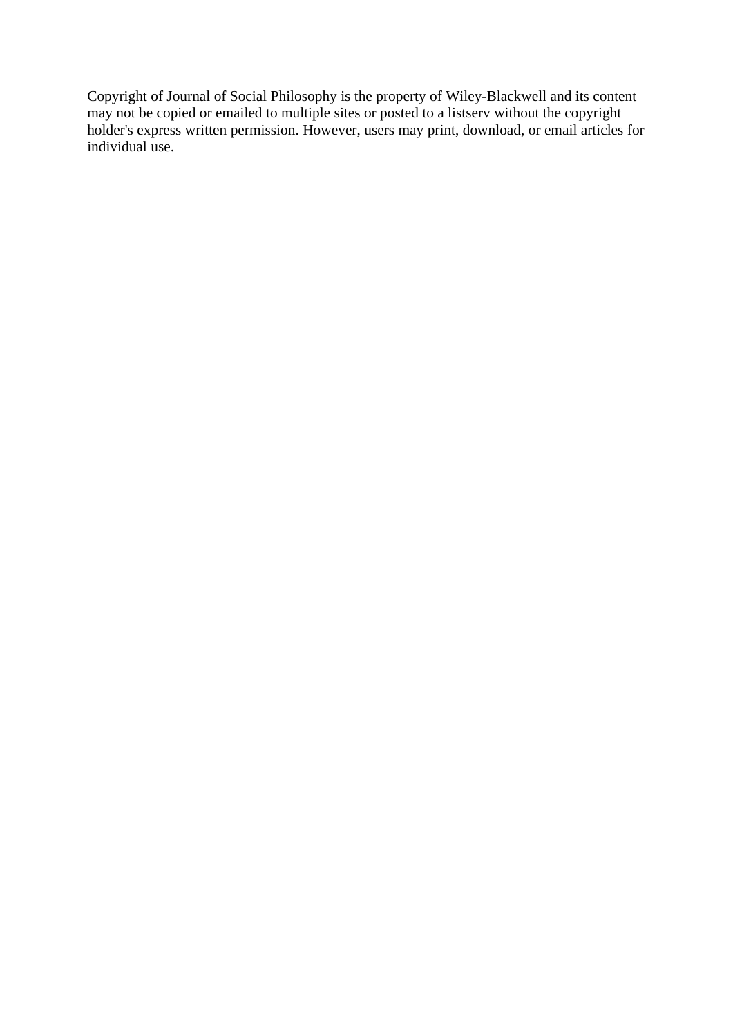Copyright of Journal of Social Philosophy is the property of Wiley-Blackwell and its content may not be copied or emailed to multiple sites or posted to a listserv without the copyright holder's express written permission. However, users may print, download, or email articles for individual use.